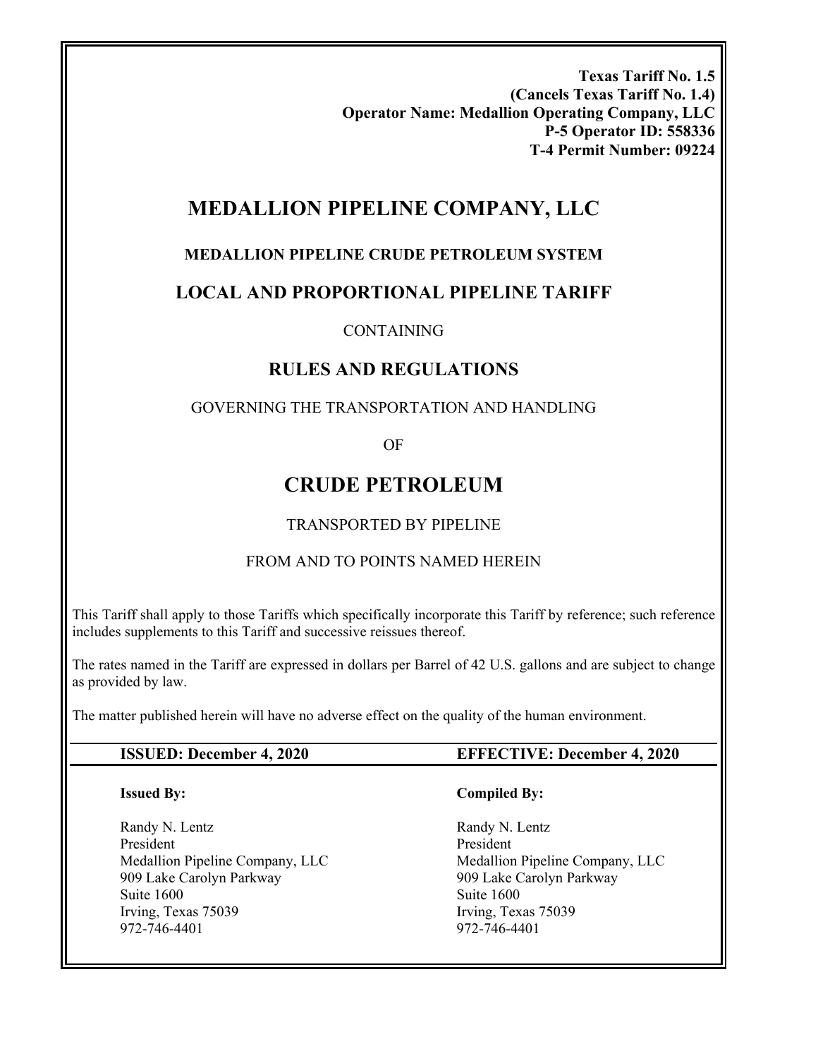**Texas Tariff No. 1.5**
**(Cancels Texas Tariff No. 1.4)**
**Operator Name: Medallion Operating Company, LLC**
**P-5 Operator ID: 558336**
**T-4 Permit Number: 09224**

# MEDALLION PIPELINE COMPANY, LLC

### MEDALLION PIPELINE CRUDE PETROLEUM SYSTEM

## LOCAL AND PROPORTIONAL PIPELINE TARIFF

CONTAINING

## RULES AND REGULATIONS

GOVERNING THE TRANSPORTATION AND HANDLING

OF

# CRUDE PETROLEUM

TRANSPORTED BY PIPELINE

FROM AND TO POINTS NAMED HEREIN

This Tariff shall apply to those Tariffs which specifically incorporate this Tariff by reference; such reference includes supplements to this Tariff and successive reissues thereof.

The rates named in the Tariff are expressed in dollars per Barrel of 42 U.S. gallons and are subject to change as provided by law.

The matter published herein will have no adverse effect on the quality of the human environment.

| **ISSUED: December 4, 2020** | **EFFECTIVE: December 4, 2020** |
|---|---|

| **Issued By:** | **Compiled By:** |
|---|---|
| Randy N. Lentz | Randy N. Lentz |
| President | President |
| Medallion Pipeline Company, LLC | Medallion Pipeline Company, LLC |
| 909 Lake Carolyn Parkway | 909 Lake Carolyn Parkway |
| Suite 1600 | Suite 1600 |
| Irving, Texas 75039 | Irving, Texas 75039 |
| 972-746-4401 | 972-746-4401 |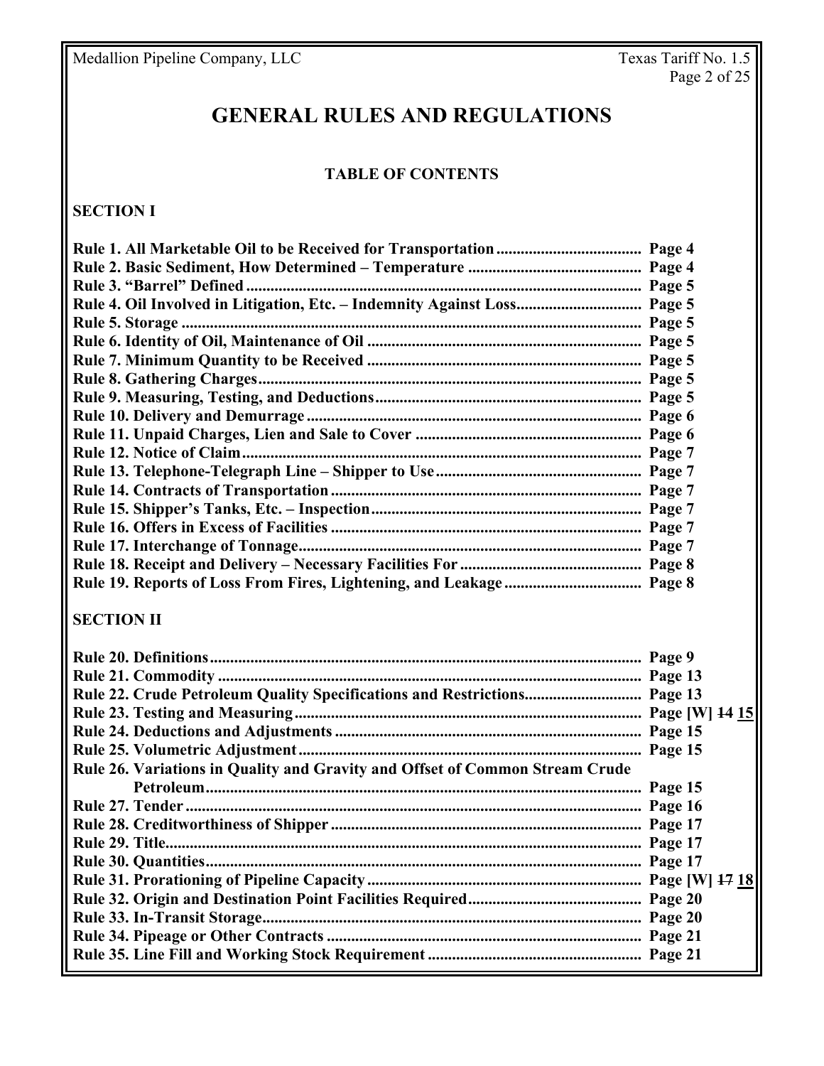# GENERAL RULES AND REGULATIONS

## TABLE OF CONTENTS

### SECTION I

| | |
|---|---|
| **Rule 1. All Marketable Oil to be Received for Transportation** | **Page 4** |
| **Rule 2. Basic Sediment, How Determined – Temperature** | **Page 4** |
| **Rule 3. "Barrel" Defined** | **Page 5** |
| **Rule 4. Oil Involved in Litigation, Etc. – Indemnity Against Loss** | **Page 5** |
| **Rule 5. Storage** | **Page 5** |
| **Rule 6. Identity of Oil, Maintenance of Oil** | **Page 5** |
| **Rule 7. Minimum Quantity to be Received** | **Page 5** |
| **Rule 8. Gathering Charges** | **Page 5** |
| **Rule 9. Measuring, Testing, and Deductions** | **Page 5** |
| **Rule 10. Delivery and Demurrage** | **Page 6** |
| **Rule 11. Unpaid Charges, Lien and Sale to Cover** | **Page 6** |
| **Rule 12. Notice of Claim** | **Page 7** |
| **Rule 13. Telephone-Telegraph Line – Shipper to Use** | **Page 7** |
| **Rule 14. Contracts of Transportation** | **Page 7** |
| **Rule 15. Shipper's Tanks, Etc. – Inspection** | **Page 7** |
| **Rule 16. Offers in Excess of Facilities** | **Page 7** |
| **Rule 17. Interchange of Tonnage** | **Page 7** |
| **Rule 18. Receipt and Delivery – Necessary Facilities For** | **Page 8** |
| **Rule 19. Reports of Loss From Fires, Lightening, and Leakage** | **Page 8** |

### SECTION II

| | |
|---|---|
| **Rule 20. Definitions** | **Page 9** |
| **Rule 21. Commodity** | **Page 13** |
| **Rule 22. Crude Petroleum Quality Specifications and Restrictions** | **Page 13** |
| **Rule 23. Testing and Measuring** | **Page [W] ~~14~~ <u>15</u>** |
| **Rule 24. Deductions and Adjustments** | **Page 15** |
| **Rule 25. Volumetric Adjustment** | **Page 15** |
| **Rule 26. Variations in Quality and Gravity and Offset of Common Stream Crude Petroleum** | **Page 15** |
| **Rule 27. Tender** | **Page 16** |
| **Rule 28. Creditworthiness of Shipper** | **Page 17** |
| **Rule 29. Title** | **Page 17** |
| **Rule 30. Quantities** | **Page 17** |
| **Rule 31. Prorationing of Pipeline Capacity** | **Page [W] ~~17~~ <u>18</u>** |
| **Rule 32. Origin and Destination Point Facilities Required** | **Page 20** |
| **Rule 33. In-Transit Storage** | **Page 20** |
| **Rule 34. Pipeage or Other Contracts** | **Page 21** |
| **Rule 35. Line Fill and Working Stock Requirement** | **Page 21** |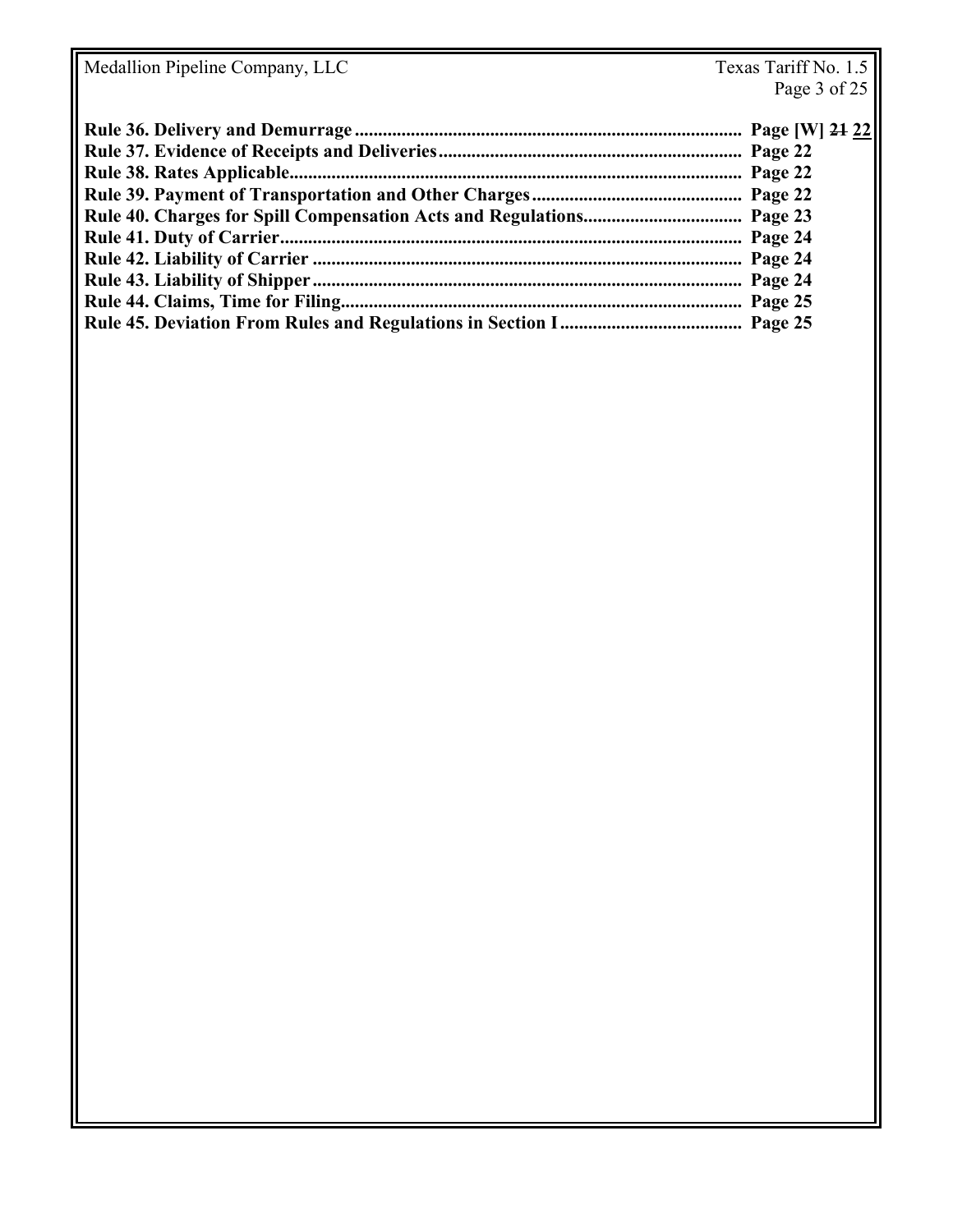**Rule 36. Delivery and Demurrage** .................................................................................. **Page [W] ~~21~~ 22**
**Rule 37. Evidence of Receipts and Deliveries** ................................................................ **Page 22**
**Rule 38. Rates Applicable** ................................................................................................ **Page 22**
**Rule 39. Payment of Transportation and Other Charges** ............................................ **Page 22**
**Rule 40. Charges for Spill Compensation Acts and Regulations** ................................. **Page 23**
**Rule 41. Duty of Carrier** .................................................................................................. **Page 24**
**Rule 42. Liability of Carrier** ........................................................................................... **Page 24**
**Rule 43. Liability of Shipper** ........................................................................................... **Page 24**
**Rule 44. Claims, Time for Filing** ..................................................................................... **Page 25**
**Rule 45. Deviation From Rules and Regulations in Section I** ...................................... **Page 25**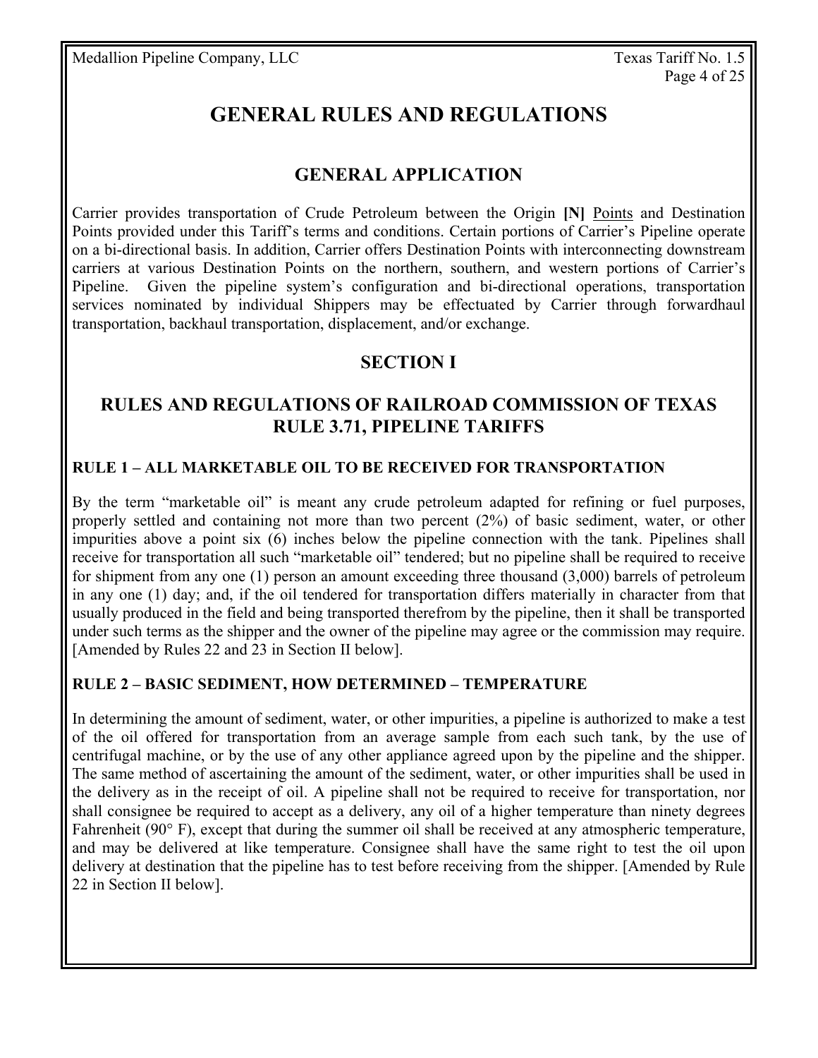# GENERAL RULES AND REGULATIONS

## GENERAL APPLICATION

Carrier provides transportation of Crude Petroleum between the Origin **[N]** Points and Destination Points provided under this Tariff's terms and conditions. Certain portions of Carrier's Pipeline operate on a bi-directional basis. In addition, Carrier offers Destination Points with interconnecting downstream carriers at various Destination Points on the northern, southern, and western portions of Carrier's Pipeline. Given the pipeline system's configuration and bi-directional operations, transportation services nominated by individual Shippers may be effectuated by Carrier through forwardhaul transportation, backhaul transportation, displacement, and/or exchange.

## SECTION I

## RULES AND REGULATIONS OF RAILROAD COMMISSION OF TEXAS RULE 3.71, PIPELINE TARIFFS

### RULE 1 – ALL MARKETABLE OIL TO BE RECEIVED FOR TRANSPORTATION

By the term "marketable oil" is meant any crude petroleum adapted for refining or fuel purposes, properly settled and containing not more than two percent (2%) of basic sediment, water, or other impurities above a point six (6) inches below the pipeline connection with the tank. Pipelines shall receive for transportation all such "marketable oil" tendered; but no pipeline shall be required to receive for shipment from any one (1) person an amount exceeding three thousand (3,000) barrels of petroleum in any one (1) day; and, if the oil tendered for transportation differs materially in character from that usually produced in the field and being transported therefrom by the pipeline, then it shall be transported under such terms as the shipper and the owner of the pipeline may agree or the commission may require. [Amended by Rules 22 and 23 in Section II below].

### RULE 2 – BASIC SEDIMENT, HOW DETERMINED – TEMPERATURE

In determining the amount of sediment, water, or other impurities, a pipeline is authorized to make a test of the oil offered for transportation from an average sample from each such tank, by the use of centrifugal machine, or by the use of any other appliance agreed upon by the pipeline and the shipper. The same method of ascertaining the amount of the sediment, water, or other impurities shall be used in the delivery as in the receipt of oil. A pipeline shall not be required to receive for transportation, nor shall consignee be required to accept as a delivery, any oil of a higher temperature than ninety degrees Fahrenheit (90° F), except that during the summer oil shall be received at any atmospheric temperature, and may be delivered at like temperature. Consignee shall have the same right to test the oil upon delivery at destination that the pipeline has to test before receiving from the shipper. [Amended by Rule 22 in Section II below].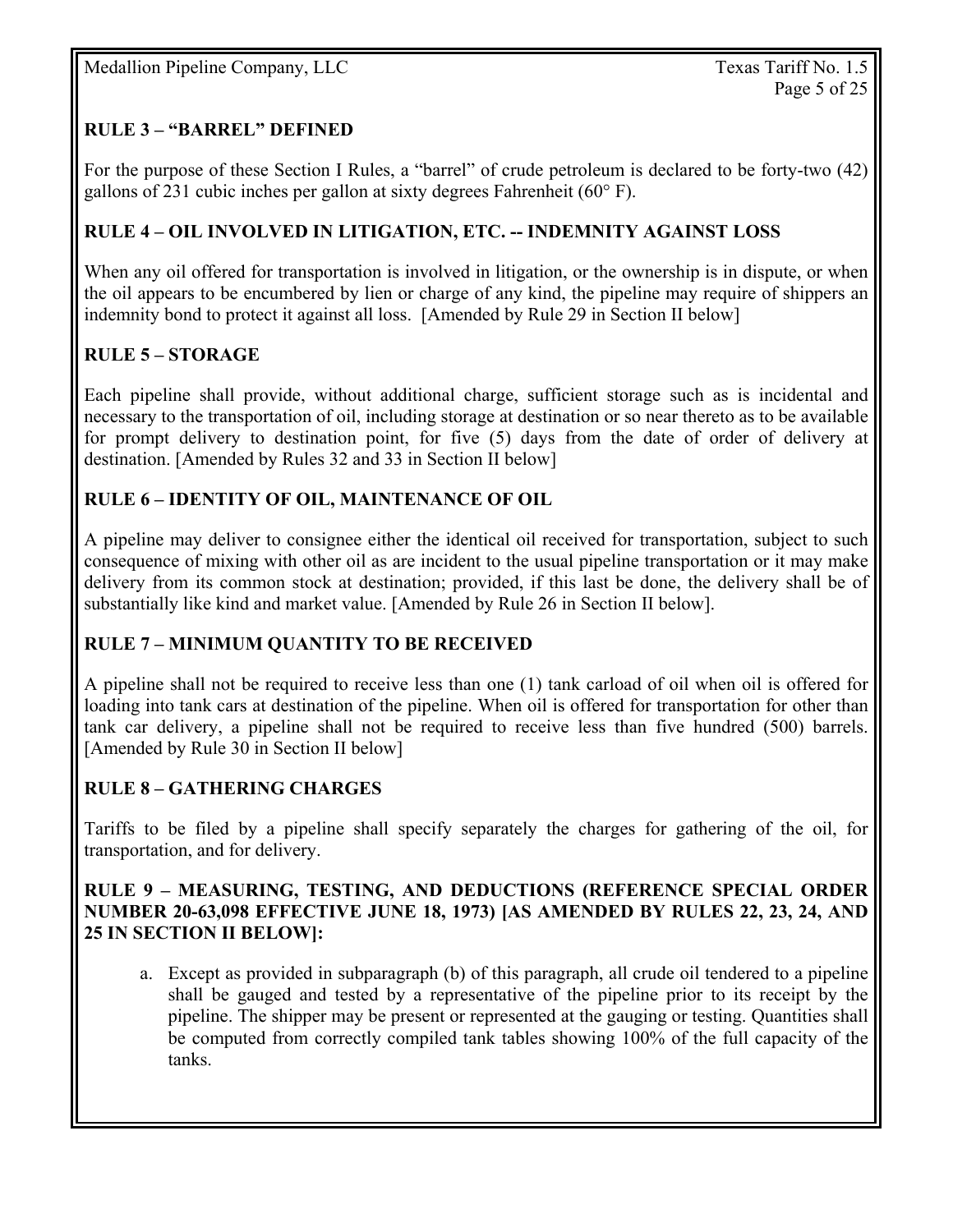## RULE 3 – "BARREL" DEFINED

For the purpose of these Section I Rules, a "barrel" of crude petroleum is declared to be forty-two (42) gallons of 231 cubic inches per gallon at sixty degrees Fahrenheit (60° F).

## RULE 4 – OIL INVOLVED IN LITIGATION, ETC. -- INDEMNITY AGAINST LOSS

When any oil offered for transportation is involved in litigation, or the ownership is in dispute, or when the oil appears to be encumbered by lien or charge of any kind, the pipeline may require of shippers an indemnity bond to protect it against all loss. [Amended by Rule 29 in Section II below]

## RULE 5 – STORAGE

Each pipeline shall provide, without additional charge, sufficient storage such as is incidental and necessary to the transportation of oil, including storage at destination or so near thereto as to be available for prompt delivery to destination point, for five (5) days from the date of order of delivery at destination. [Amended by Rules 32 and 33 in Section II below]

## RULE 6 – IDENTITY OF OIL, MAINTENANCE OF OIL

A pipeline may deliver to consignee either the identical oil received for transportation, subject to such consequence of mixing with other oil as are incident to the usual pipeline transportation or it may make delivery from its common stock at destination; provided, if this last be done, the delivery shall be of substantially like kind and market value. [Amended by Rule 26 in Section II below].

## RULE 7 – MINIMUM QUANTITY TO BE RECEIVED

A pipeline shall not be required to receive less than one (1) tank carload of oil when oil is offered for loading into tank cars at destination of the pipeline. When oil is offered for transportation for other than tank car delivery, a pipeline shall not be required to receive less than five hundred (500) barrels. [Amended by Rule 30 in Section II below]

## RULE 8 – GATHERING CHARGES

Tariffs to be filed by a pipeline shall specify separately the charges for gathering of the oil, for transportation, and for delivery.

## RULE 9 – MEASURING, TESTING, AND DEDUCTIONS (REFERENCE SPECIAL ORDER NUMBER 20-63,098 EFFECTIVE JUNE 18, 1973) [AS AMENDED BY RULES 22, 23, 24, AND 25 IN SECTION II BELOW]:

a. Except as provided in subparagraph (b) of this paragraph, all crude oil tendered to a pipeline shall be gauged and tested by a representative of the pipeline prior to its receipt by the pipeline. The shipper may be present or represented at the gauging or testing. Quantities shall be computed from correctly compiled tank tables showing 100% of the full capacity of the tanks.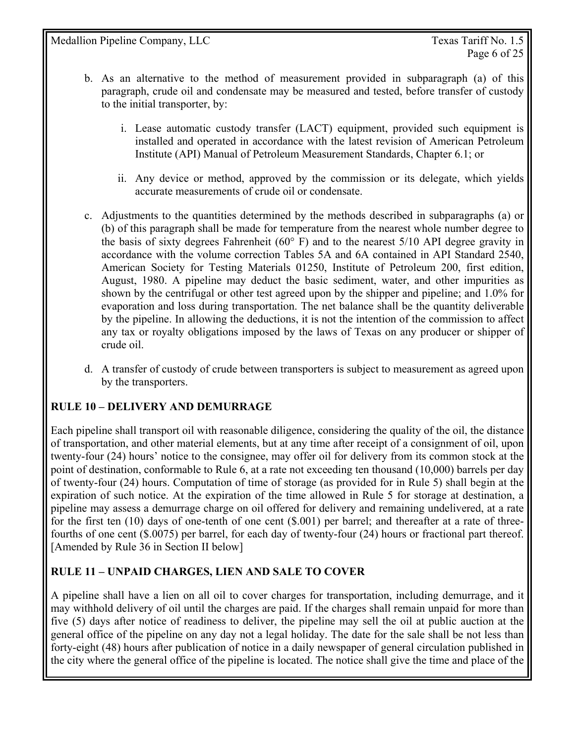b. As an alternative to the method of measurement provided in subparagraph (a) of this paragraph, crude oil and condensate may be measured and tested, before transfer of custody to the initial transporter, by:

   i. Lease automatic custody transfer (LACT) equipment, provided such equipment is installed and operated in accordance with the latest revision of American Petroleum Institute (API) Manual of Petroleum Measurement Standards, Chapter 6.1; or

   ii. Any device or method, approved by the commission or its delegate, which yields accurate measurements of crude oil or condensate.

c. Adjustments to the quantities determined by the methods described in subparagraphs (a) or (b) of this paragraph shall be made for temperature from the nearest whole number degree to the basis of sixty degrees Fahrenheit (60° F) and to the nearest 5/10 API degree gravity in accordance with the volume correction Tables 5A and 6A contained in API Standard 2540, American Society for Testing Materials 01250, Institute of Petroleum 200, first edition, August, 1980. A pipeline may deduct the basic sediment, water, and other impurities as shown by the centrifugal or other test agreed upon by the shipper and pipeline; and 1.0% for evaporation and loss during transportation. The net balance shall be the quantity deliverable by the pipeline. In allowing the deductions, it is not the intention of the commission to affect any tax or royalty obligations imposed by the laws of Texas on any producer or shipper of crude oil.

d. A transfer of custody of crude between transporters is subject to measurement as agreed upon by the transporters.

## RULE 10 – DELIVERY AND DEMURRAGE

Each pipeline shall transport oil with reasonable diligence, considering the quality of the oil, the distance of transportation, and other material elements, but at any time after receipt of a consignment of oil, upon twenty-four (24) hours' notice to the consignee, may offer oil for delivery from its common stock at the point of destination, conformable to Rule 6, at a rate not exceeding ten thousand (10,000) barrels per day of twenty-four (24) hours. Computation of time of storage (as provided for in Rule 5) shall begin at the expiration of such notice. At the expiration of the time allowed in Rule 5 for storage at destination, a pipeline may assess a demurrage charge on oil offered for delivery and remaining undelivered, at a rate for the first ten (10) days of one-tenth of one cent ($.001) per barrel; and thereafter at a rate of three-fourths of one cent ($.0075) per barrel, for each day of twenty-four (24) hours or fractional part thereof. [Amended by Rule 36 in Section II below]

## RULE 11 – UNPAID CHARGES, LIEN AND SALE TO COVER

A pipeline shall have a lien on all oil to cover charges for transportation, including demurrage, and it may withhold delivery of oil until the charges are paid. If the charges shall remain unpaid for more than five (5) days after notice of readiness to deliver, the pipeline may sell the oil at public auction at the general office of the pipeline on any day not a legal holiday. The date for the sale shall be not less than forty-eight (48) hours after publication of notice in a daily newspaper of general circulation published in the city where the general office of the pipeline is located. The notice shall give the time and place of the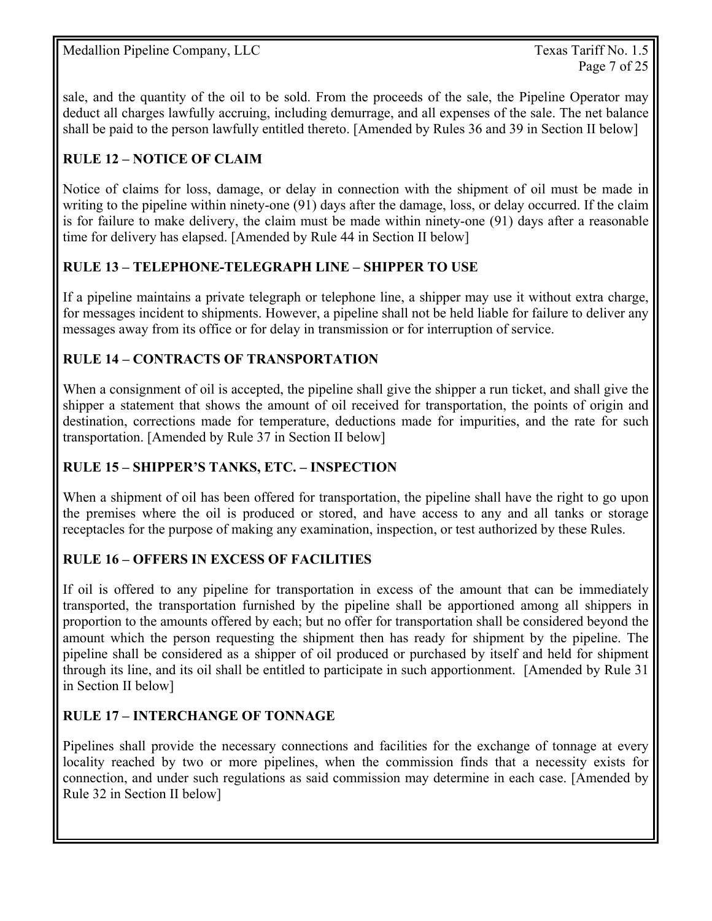sale, and the quantity of the oil to be sold. From the proceeds of the sale, the Pipeline Operator may deduct all charges lawfully accruing, including demurrage, and all expenses of the sale. The net balance shall be paid to the person lawfully entitled thereto. [Amended by Rules 36 and 39 in Section II below]

**RULE 12 – NOTICE OF CLAIM**

Notice of claims for loss, damage, or delay in connection with the shipment of oil must be made in writing to the pipeline within ninety-one (91) days after the damage, loss, or delay occurred. If the claim is for failure to make delivery, the claim must be made within ninety-one (91) days after a reasonable time for delivery has elapsed. [Amended by Rule 44 in Section II below]

**RULE 13 – TELEPHONE-TELEGRAPH LINE – SHIPPER TO USE**

If a pipeline maintains a private telegraph or telephone line, a shipper may use it without extra charge, for messages incident to shipments. However, a pipeline shall not be held liable for failure to deliver any messages away from its office or for delay in transmission or for interruption of service.

**RULE 14 – CONTRACTS OF TRANSPORTATION**

When a consignment of oil is accepted, the pipeline shall give the shipper a run ticket, and shall give the shipper a statement that shows the amount of oil received for transportation, the points of origin and destination, corrections made for temperature, deductions made for impurities, and the rate for such transportation. [Amended by Rule 37 in Section II below]

**RULE 15 – SHIPPER'S TANKS, ETC. – INSPECTION**

When a shipment of oil has been offered for transportation, the pipeline shall have the right to go upon the premises where the oil is produced or stored, and have access to any and all tanks or storage receptacles for the purpose of making any examination, inspection, or test authorized by these Rules.

**RULE 16 – OFFERS IN EXCESS OF FACILITIES**

If oil is offered to any pipeline for transportation in excess of the amount that can be immediately transported, the transportation furnished by the pipeline shall be apportioned among all shippers in proportion to the amounts offered by each; but no offer for transportation shall be considered beyond the amount which the person requesting the shipment then has ready for shipment by the pipeline. The pipeline shall be considered as a shipper of oil produced or purchased by itself and held for shipment through its line, and its oil shall be entitled to participate in such apportionment. [Amended by Rule 31 in Section II below]

**RULE 17 – INTERCHANGE OF TONNAGE**

Pipelines shall provide the necessary connections and facilities for the exchange of tonnage at every locality reached by two or more pipelines, when the commission finds that a necessity exists for connection, and under such regulations as said commission may determine in each case. [Amended by Rule 32 in Section II below]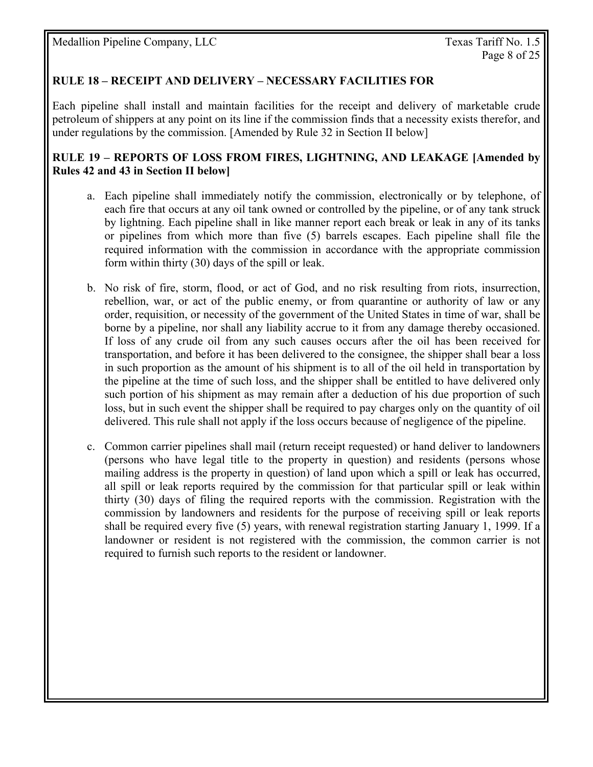## RULE 18 – RECEIPT AND DELIVERY – NECESSARY FACILITIES FOR

Each pipeline shall install and maintain facilities for the receipt and delivery of marketable crude petroleum of shippers at any point on its line if the commission finds that a necessity exists therefor, and under regulations by the commission. [Amended by Rule 32 in Section II below]

## RULE 19 – REPORTS OF LOSS FROM FIRES, LIGHTNING, AND LEAKAGE [Amended by Rules 42 and 43 in Section II below]

a. Each pipeline shall immediately notify the commission, electronically or by telephone, of each fire that occurs at any oil tank owned or controlled by the pipeline, or of any tank struck by lightning. Each pipeline shall in like manner report each break or leak in any of its tanks or pipelines from which more than five (5) barrels escapes. Each pipeline shall file the required information with the commission in accordance with the appropriate commission form within thirty (30) days of the spill or leak.

b. No risk of fire, storm, flood, or act of God, and no risk resulting from riots, insurrection, rebellion, war, or act of the public enemy, or from quarantine or authority of law or any order, requisition, or necessity of the government of the United States in time of war, shall be borne by a pipeline, nor shall any liability accrue to it from any damage thereby occasioned. If loss of any crude oil from any such causes occurs after the oil has been received for transportation, and before it has been delivered to the consignee, the shipper shall bear a loss in such proportion as the amount of his shipment is to all of the oil held in transportation by the pipeline at the time of such loss, and the shipper shall be entitled to have delivered only such portion of his shipment as may remain after a deduction of his due proportion of such loss, but in such event the shipper shall be required to pay charges only on the quantity of oil delivered. This rule shall not apply if the loss occurs because of negligence of the pipeline.

c. Common carrier pipelines shall mail (return receipt requested) or hand deliver to landowners (persons who have legal title to the property in question) and residents (persons whose mailing address is the property in question) of land upon which a spill or leak has occurred, all spill or leak reports required by the commission for that particular spill or leak within thirty (30) days of filing the required reports with the commission. Registration with the commission by landowners and residents for the purpose of receiving spill or leak reports shall be required every five (5) years, with renewal registration starting January 1, 1999. If a landowner or resident is not registered with the commission, the common carrier is not required to furnish such reports to the resident or landowner.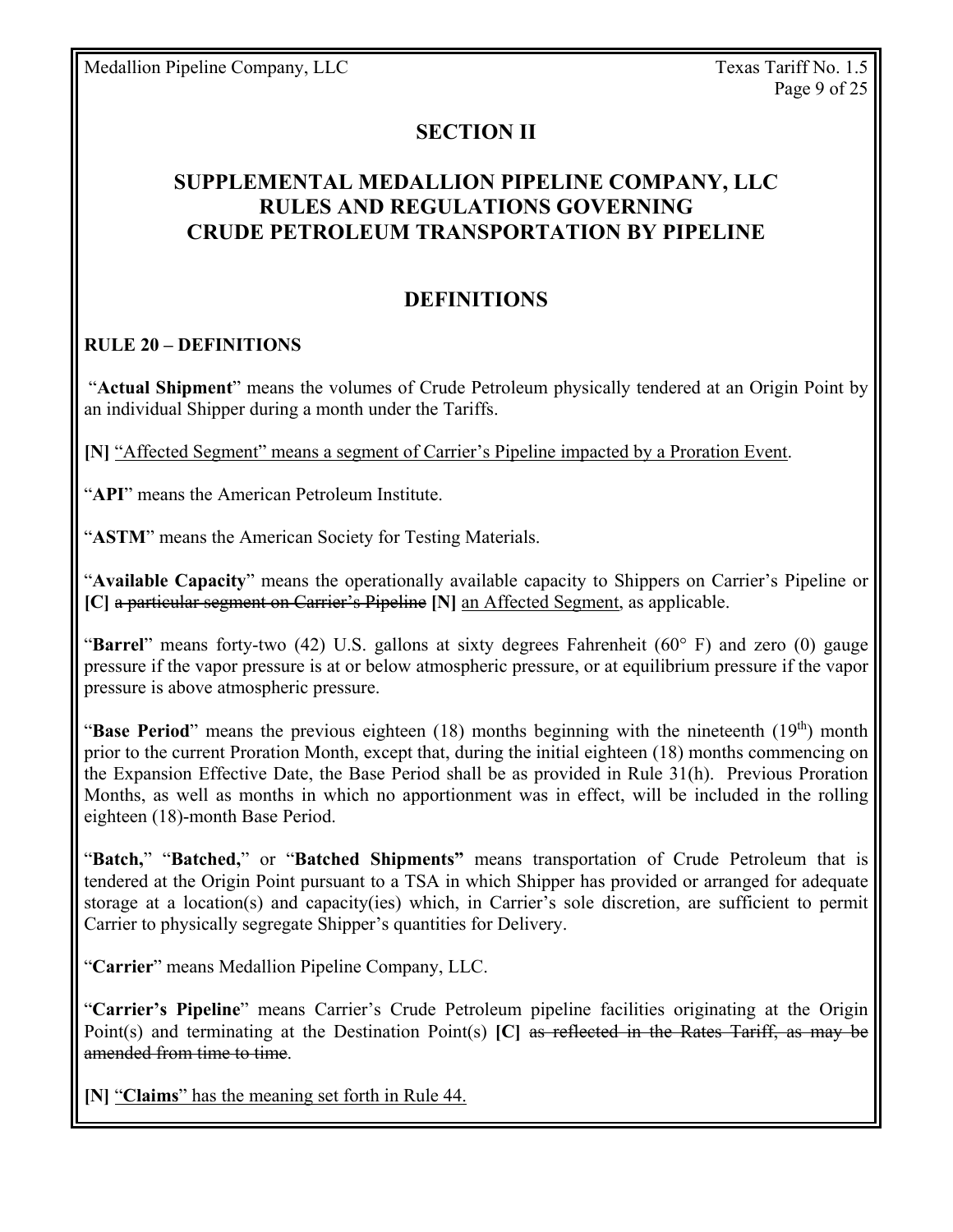## SECTION II

## SUPPLEMENTAL MEDALLION PIPELINE COMPANY, LLC RULES AND REGULATIONS GOVERNING CRUDE PETROLEUM TRANSPORTATION BY PIPELINE

## DEFINITIONS

### RULE 20 – DEFINITIONS

"**Actual Shipment**" means the volumes of Crude Petroleum physically tendered at an Origin Point by an individual Shipper during a month under the Tariffs.

**[N]** <u>"Affected Segment" means a segment of Carrier's Pipeline impacted by a Proration Event</u>.

"**API**" means the American Petroleum Institute.

"**ASTM**" means the American Society for Testing Materials.

"**Available Capacity**" means the operationally available capacity to Shippers on Carrier's Pipeline or **[C]** ~~a particular segment on Carrier's Pipeline~~ **[N]** <u>an Affected Segment</u>, as applicable.

"**Barrel**" means forty-two (42) U.S. gallons at sixty degrees Fahrenheit (60° F) and zero (0) gauge pressure if the vapor pressure is at or below atmospheric pressure, or at equilibrium pressure if the vapor pressure is above atmospheric pressure.

"**Base Period**" means the previous eighteen (18) months beginning with the nineteenth (19th) month prior to the current Proration Month, except that, during the initial eighteen (18) months commencing on the Expansion Effective Date, the Base Period shall be as provided in Rule 31(h). Previous Proration Months, as well as months in which no apportionment was in effect, will be included in the rolling eighteen (18)-month Base Period.

"**Batch,**" "**Batched,**" or "**Batched Shipments"** means transportation of Crude Petroleum that is tendered at the Origin Point pursuant to a TSA in which Shipper has provided or arranged for adequate storage at a location(s) and capacity(ies) which, in Carrier's sole discretion, are sufficient to permit Carrier to physically segregate Shipper's quantities for Delivery.

"**Carrier**" means Medallion Pipeline Company, LLC.

"**Carrier's Pipeline**" means Carrier's Crude Petroleum pipeline facilities originating at the Origin Point(s) and terminating at the Destination Point(s) **[C]** ~~as reflected in the Rates Tariff, as may be amended from time to time~~.

**[N]** <u>"**Claims**" has the meaning set forth in Rule 44.</u>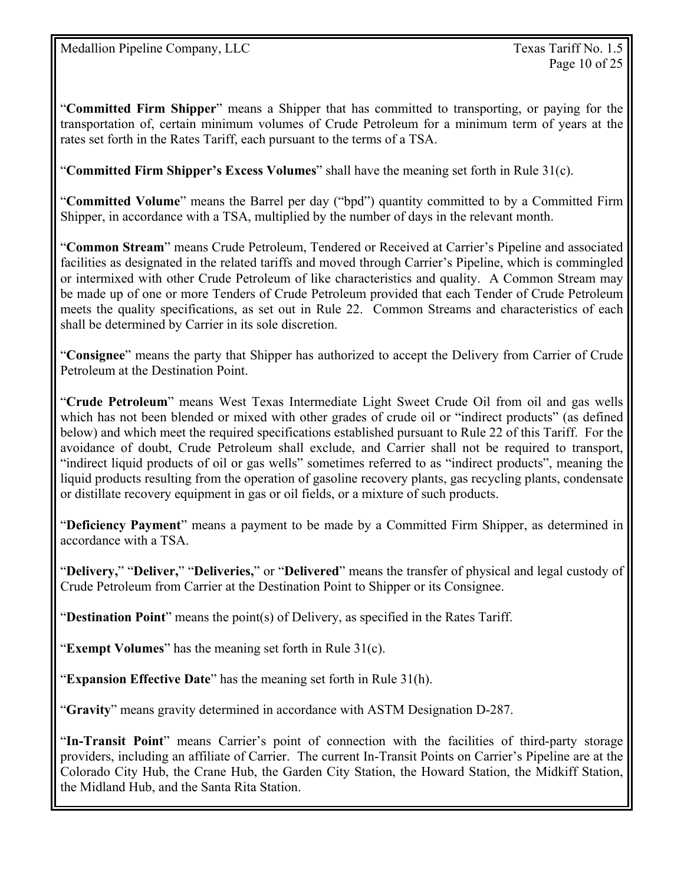"**Committed Firm Shipper**" means a Shipper that has committed to transporting, or paying for the transportation of, certain minimum volumes of Crude Petroleum for a minimum term of years at the rates set forth in the Rates Tariff, each pursuant to the terms of a TSA.

"**Committed Firm Shipper's Excess Volumes**" shall have the meaning set forth in Rule 31(c).

"**Committed Volume**" means the Barrel per day ("bpd") quantity committed to by a Committed Firm Shipper, in accordance with a TSA, multiplied by the number of days in the relevant month.

"**Common Stream**" means Crude Petroleum, Tendered or Received at Carrier's Pipeline and associated facilities as designated in the related tariffs and moved through Carrier's Pipeline, which is commingled or intermixed with other Crude Petroleum of like characteristics and quality. A Common Stream may be made up of one or more Tenders of Crude Petroleum provided that each Tender of Crude Petroleum meets the quality specifications, as set out in Rule 22. Common Streams and characteristics of each shall be determined by Carrier in its sole discretion.

"**Consignee**" means the party that Shipper has authorized to accept the Delivery from Carrier of Crude Petroleum at the Destination Point.

"**Crude Petroleum**" means West Texas Intermediate Light Sweet Crude Oil from oil and gas wells which has not been blended or mixed with other grades of crude oil or "indirect products" (as defined below) and which meet the required specifications established pursuant to Rule 22 of this Tariff. For the avoidance of doubt, Crude Petroleum shall exclude, and Carrier shall not be required to transport, "indirect liquid products of oil or gas wells" sometimes referred to as "indirect products", meaning the liquid products resulting from the operation of gasoline recovery plants, gas recycling plants, condensate or distillate recovery equipment in gas or oil fields, or a mixture of such products.

"**Deficiency Payment**" means a payment to be made by a Committed Firm Shipper, as determined in accordance with a TSA.

"**Delivery,**" "**Deliver,**" "**Deliveries,**" or "**Delivered**" means the transfer of physical and legal custody of Crude Petroleum from Carrier at the Destination Point to Shipper or its Consignee.

"**Destination Point**" means the point(s) of Delivery, as specified in the Rates Tariff.

"**Exempt Volumes**" has the meaning set forth in Rule 31(c).

"**Expansion Effective Date**" has the meaning set forth in Rule 31(h).

"**Gravity**" means gravity determined in accordance with ASTM Designation D-287.

"**In-Transit Point**" means Carrier's point of connection with the facilities of third-party storage providers, including an affiliate of Carrier. The current In-Transit Points on Carrier's Pipeline are at the Colorado City Hub, the Crane Hub, the Garden City Station, the Howard Station, the Midkiff Station, the Midland Hub, and the Santa Rita Station.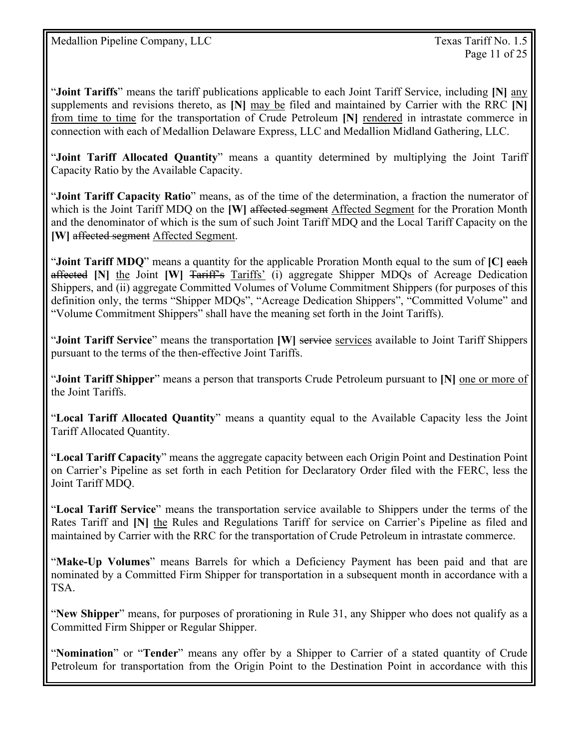"**Joint Tariffs**" means the tariff publications applicable to each Joint Tariff Service, including **[N]** <u>any</u> supplements and revisions thereto, as **[N]** <u>may be</u> filed and maintained by Carrier with the RRC **[N]** <u>from time to time</u> for the transportation of Crude Petroleum **[N]** <u>rendered</u> in intrastate commerce in connection with each of Medallion Delaware Express, LLC and Medallion Midland Gathering, LLC.

"**Joint Tariff Allocated Quantity**" means a quantity determined by multiplying the Joint Tariff Capacity Ratio by the Available Capacity.

"**Joint Tariff Capacity Ratio**" means, as of the time of the determination, a fraction the numerator of which is the Joint Tariff MDQ on the **[W]** ~~affected segment~~ <u>Affected Segment</u> for the Proration Month and the denominator of which is the sum of such Joint Tariff MDQ and the Local Tariff Capacity on the **[W]** ~~affected segment~~ <u>Affected Segment</u>.

"**Joint Tariff MDQ**" means a quantity for the applicable Proration Month equal to the sum of **[C]** ~~each affected~~ **[N]** <u>the</u> Joint **[W]** ~~Tariff's~~ <u>Tariffs'</u> (i) aggregate Shipper MDQs of Acreage Dedication Shippers, and (ii) aggregate Committed Volumes of Volume Commitment Shippers (for purposes of this definition only, the terms "Shipper MDQs", "Acreage Dedication Shippers", "Committed Volume" and "Volume Commitment Shippers" shall have the meaning set forth in the Joint Tariffs).

"**Joint Tariff Service**" means the transportation **[W]** ~~service~~ <u>services</u> available to Joint Tariff Shippers pursuant to the terms of the then-effective Joint Tariffs.

"**Joint Tariff Shipper**" means a person that transports Crude Petroleum pursuant to **[N]** <u>one or more of</u> the Joint Tariffs.

"**Local Tariff Allocated Quantity**" means a quantity equal to the Available Capacity less the Joint Tariff Allocated Quantity.

"**Local Tariff Capacity**" means the aggregate capacity between each Origin Point and Destination Point on Carrier's Pipeline as set forth in each Petition for Declaratory Order filed with the FERC, less the Joint Tariff MDQ.

"**Local Tariff Service**" means the transportation service available to Shippers under the terms of the Rates Tariff and **[N]** <u>the</u> Rules and Regulations Tariff for service on Carrier's Pipeline as filed and maintained by Carrier with the RRC for the transportation of Crude Petroleum in intrastate commerce.

"**Make-Up Volumes**" means Barrels for which a Deficiency Payment has been paid and that are nominated by a Committed Firm Shipper for transportation in a subsequent month in accordance with a TSA.

"**New Shipper**" means, for purposes of prorationing in Rule 31, any Shipper who does not qualify as a Committed Firm Shipper or Regular Shipper.

"**Nomination**" or "**Tender**" means any offer by a Shipper to Carrier of a stated quantity of Crude Petroleum for transportation from the Origin Point to the Destination Point in accordance with this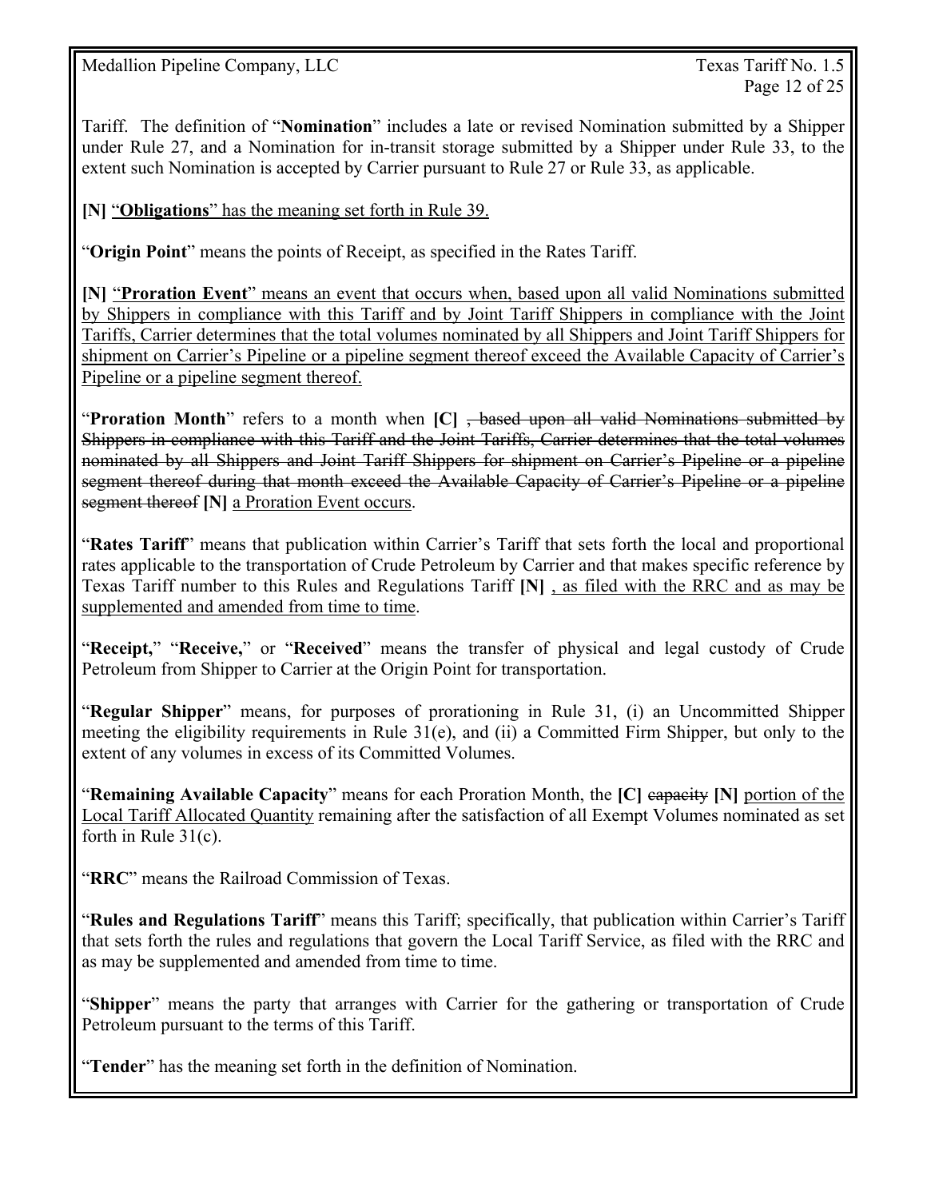Tariff. The definition of "**Nomination**" includes a late or revised Nomination submitted by a Shipper under Rule 27, and a Nomination for in-transit storage submitted by a Shipper under Rule 33, to the extent such Nomination is accepted by Carrier pursuant to Rule 27 or Rule 33, as applicable.

**[N]** <u>"**Obligations**" has the meaning set forth in Rule 39.</u>

"**Origin Point**" means the points of Receipt, as specified in the Rates Tariff.

**[N]** <u>"**Proration Event**" means an event that occurs when, based upon all valid Nominations submitted by Shippers in compliance with this Tariff and by Joint Tariff Shippers in compliance with the Joint Tariffs, Carrier determines that the total volumes nominated by all Shippers and Joint Tariff Shippers for shipment on Carrier's Pipeline or a pipeline segment thereof exceed the Available Capacity of Carrier's Pipeline or a pipeline segment thereof.</u>

"**Proration Month**" refers to a month when **[C]** ~~, based upon all valid Nominations submitted by Shippers in compliance with this Tariff and the Joint Tariffs, Carrier determines that the total volumes nominated by all Shippers and Joint Tariff Shippers for shipment on Carrier's Pipeline or a pipeline segment thereof during that month exceed the Available Capacity of Carrier's Pipeline or a pipeline segment thereof~~ **[N]** <u>a Proration Event occurs</u>.

"**Rates Tariff**" means that publication within Carrier's Tariff that sets forth the local and proportional rates applicable to the transportation of Crude Petroleum by Carrier and that makes specific reference by Texas Tariff number to this Rules and Regulations Tariff **[N]** <u>, as filed with the RRC and as may be supplemented and amended from time to time</u>.

"**Receipt,**" "**Receive,**" or "**Received**" means the transfer of physical and legal custody of Crude Petroleum from Shipper to Carrier at the Origin Point for transportation.

"**Regular Shipper**" means, for purposes of prorationing in Rule 31, (i) an Uncommitted Shipper meeting the eligibility requirements in Rule 31(e), and (ii) a Committed Firm Shipper, but only to the extent of any volumes in excess of its Committed Volumes.

"**Remaining Available Capacity**" means for each Proration Month, the **[C]** ~~capacity~~ **[N]** <u>portion of the Local Tariff Allocated Quantity</u> remaining after the satisfaction of all Exempt Volumes nominated as set forth in Rule 31(c).

"**RRC**" means the Railroad Commission of Texas.

"**Rules and Regulations Tariff**" means this Tariff; specifically, that publication within Carrier's Tariff that sets forth the rules and regulations that govern the Local Tariff Service, as filed with the RRC and as may be supplemented and amended from time to time.

"**Shipper**" means the party that arranges with Carrier for the gathering or transportation of Crude Petroleum pursuant to the terms of this Tariff.

"**Tender**" has the meaning set forth in the definition of Nomination.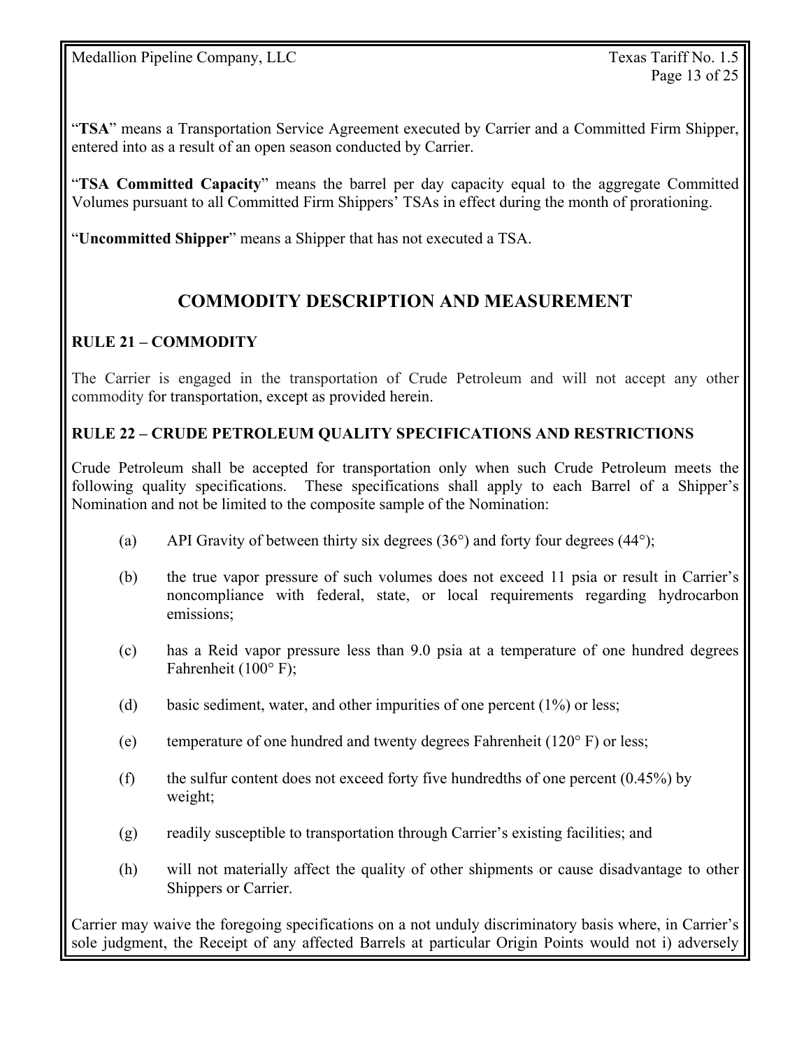"**TSA**" means a Transportation Service Agreement executed by Carrier and a Committed Firm Shipper, entered into as a result of an open season conducted by Carrier.

"**TSA Committed Capacity**" means the barrel per day capacity equal to the aggregate Committed Volumes pursuant to all Committed Firm Shippers' TSAs in effect during the month of prorationing.

"**Uncommitted Shipper**" means a Shipper that has not executed a TSA.

## COMMODITY DESCRIPTION AND MEASUREMENT

### RULE 21 – COMMODITY

The Carrier is engaged in the transportation of Crude Petroleum and will not accept any other commodity for transportation, except as provided herein.

### RULE 22 – CRUDE PETROLEUM QUALITY SPECIFICATIONS AND RESTRICTIONS

Crude Petroleum shall be accepted for transportation only when such Crude Petroleum meets the following quality specifications. These specifications shall apply to each Barrel of a Shipper's Nomination and not be limited to the composite sample of the Nomination:

(a) API Gravity of between thirty six degrees (36°) and forty four degrees (44°);

(b) the true vapor pressure of such volumes does not exceed 11 psia or result in Carrier's noncompliance with federal, state, or local requirements regarding hydrocarbon emissions;

(c) has a Reid vapor pressure less than 9.0 psia at a temperature of one hundred degrees Fahrenheit (100° F);

(d) basic sediment, water, and other impurities of one percent (1%) or less;

(e) temperature of one hundred and twenty degrees Fahrenheit (120° F) or less;

(f) the sulfur content does not exceed forty five hundredths of one percent (0.45%) by weight;

(g) readily susceptible to transportation through Carrier's existing facilities; and

(h) will not materially affect the quality of other shipments or cause disadvantage to other Shippers or Carrier.

Carrier may waive the foregoing specifications on a not unduly discriminatory basis where, in Carrier's sole judgment, the Receipt of any affected Barrels at particular Origin Points would not i) adversely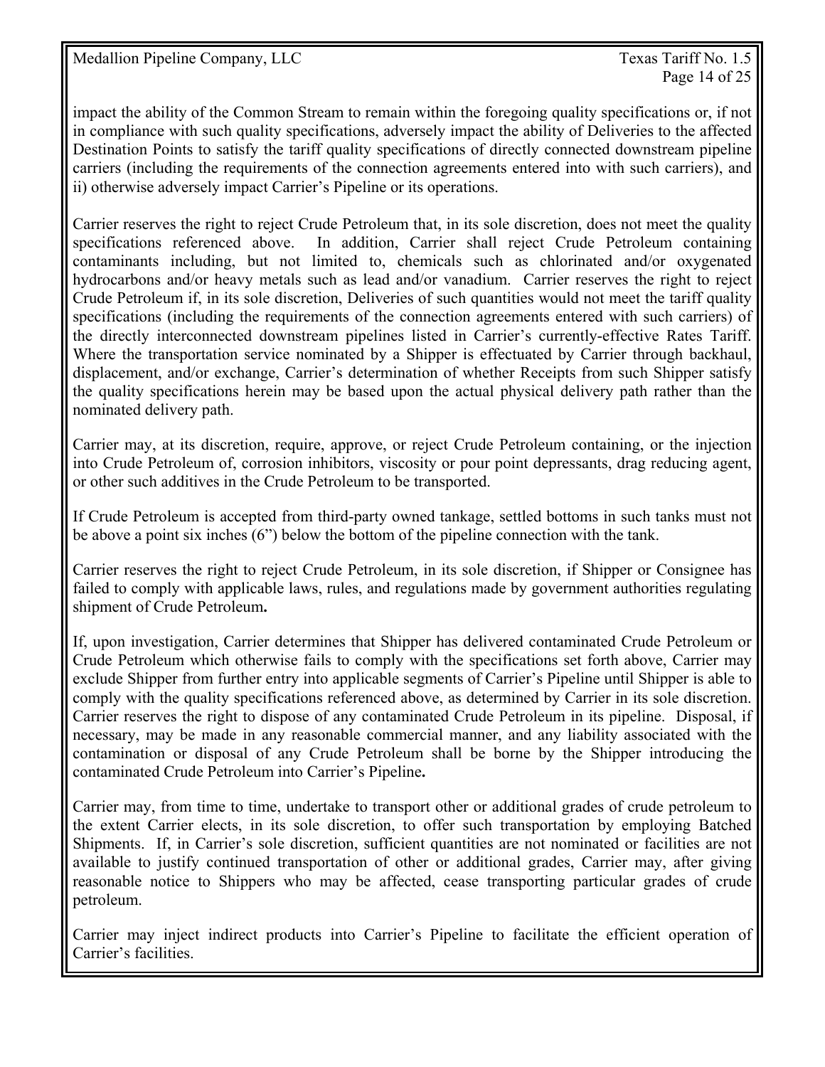impact the ability of the Common Stream to remain within the foregoing quality specifications or, if not in compliance with such quality specifications, adversely impact the ability of Deliveries to the affected Destination Points to satisfy the tariff quality specifications of directly connected downstream pipeline carriers (including the requirements of the connection agreements entered into with such carriers), and ii) otherwise adversely impact Carrier's Pipeline or its operations.

Carrier reserves the right to reject Crude Petroleum that, in its sole discretion, does not meet the quality specifications referenced above. In addition, Carrier shall reject Crude Petroleum containing contaminants including, but not limited to, chemicals such as chlorinated and/or oxygenated hydrocarbons and/or heavy metals such as lead and/or vanadium. Carrier reserves the right to reject Crude Petroleum if, in its sole discretion, Deliveries of such quantities would not meet the tariff quality specifications (including the requirements of the connection agreements entered with such carriers) of the directly interconnected downstream pipelines listed in Carrier's currently-effective Rates Tariff. Where the transportation service nominated by a Shipper is effectuated by Carrier through backhaul, displacement, and/or exchange, Carrier's determination of whether Receipts from such Shipper satisfy the quality specifications herein may be based upon the actual physical delivery path rather than the nominated delivery path.

Carrier may, at its discretion, require, approve, or reject Crude Petroleum containing, or the injection into Crude Petroleum of, corrosion inhibitors, viscosity or pour point depressants, drag reducing agent, or other such additives in the Crude Petroleum to be transported.

If Crude Petroleum is accepted from third-party owned tankage, settled bottoms in such tanks must not be above a point six inches (6") below the bottom of the pipeline connection with the tank.

Carrier reserves the right to reject Crude Petroleum, in its sole discretion, if Shipper or Consignee has failed to comply with applicable laws, rules, and regulations made by government authorities regulating shipment of Crude Petroleum.

If, upon investigation, Carrier determines that Shipper has delivered contaminated Crude Petroleum or Crude Petroleum which otherwise fails to comply with the specifications set forth above, Carrier may exclude Shipper from further entry into applicable segments of Carrier's Pipeline until Shipper is able to comply with the quality specifications referenced above, as determined by Carrier in its sole discretion. Carrier reserves the right to dispose of any contaminated Crude Petroleum in its pipeline. Disposal, if necessary, may be made in any reasonable commercial manner, and any liability associated with the contamination or disposal of any Crude Petroleum shall be borne by the Shipper introducing the contaminated Crude Petroleum into Carrier's Pipeline.

Carrier may, from time to time, undertake to transport other or additional grades of crude petroleum to the extent Carrier elects, in its sole discretion, to offer such transportation by employing Batched Shipments. If, in Carrier's sole discretion, sufficient quantities are not nominated or facilities are not available to justify continued transportation of other or additional grades, Carrier may, after giving reasonable notice to Shippers who may be affected, cease transporting particular grades of crude petroleum.

Carrier may inject indirect products into Carrier's Pipeline to facilitate the efficient operation of Carrier's facilities.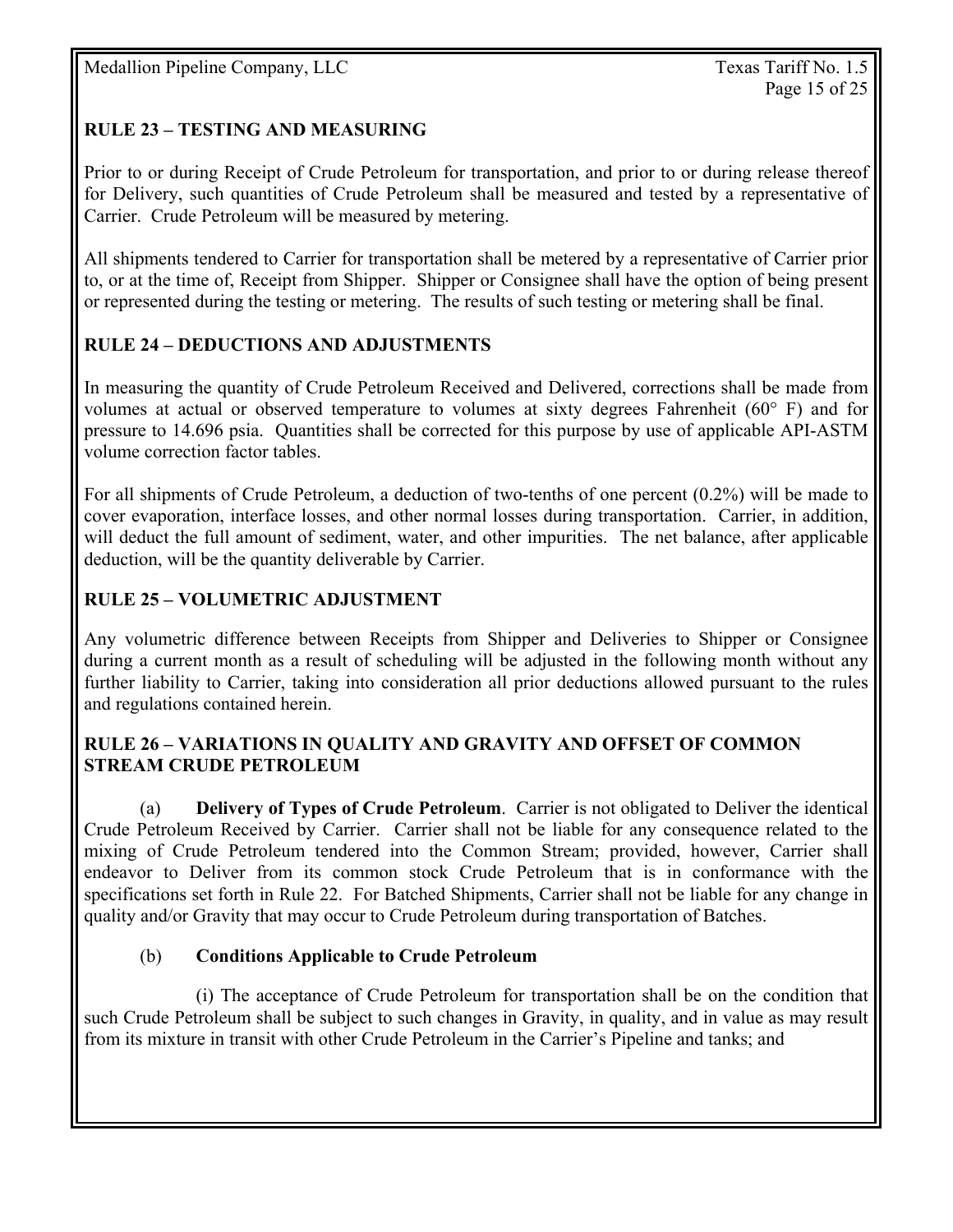## RULE 23 – TESTING AND MEASURING

Prior to or during Receipt of Crude Petroleum for transportation, and prior to or during release thereof for Delivery, such quantities of Crude Petroleum shall be measured and tested by a representative of Carrier. Crude Petroleum will be measured by metering.

All shipments tendered to Carrier for transportation shall be metered by a representative of Carrier prior to, or at the time of, Receipt from Shipper. Shipper or Consignee shall have the option of being present or represented during the testing or metering. The results of such testing or metering shall be final.

## RULE 24 – DEDUCTIONS AND ADJUSTMENTS

In measuring the quantity of Crude Petroleum Received and Delivered, corrections shall be made from volumes at actual or observed temperature to volumes at sixty degrees Fahrenheit (60° F) and for pressure to 14.696 psia. Quantities shall be corrected for this purpose by use of applicable API-ASTM volume correction factor tables.

For all shipments of Crude Petroleum, a deduction of two-tenths of one percent (0.2%) will be made to cover evaporation, interface losses, and other normal losses during transportation. Carrier, in addition, will deduct the full amount of sediment, water, and other impurities. The net balance, after applicable deduction, will be the quantity deliverable by Carrier.

## RULE 25 – VOLUMETRIC ADJUSTMENT

Any volumetric difference between Receipts from Shipper and Deliveries to Shipper or Consignee during a current month as a result of scheduling will be adjusted in the following month without any further liability to Carrier, taking into consideration all prior deductions allowed pursuant to the rules and regulations contained herein.

## RULE 26 – VARIATIONS IN QUALITY AND GRAVITY AND OFFSET OF COMMON STREAM CRUDE PETROLEUM

(a) **Delivery of Types of Crude Petroleum**. Carrier is not obligated to Deliver the identical Crude Petroleum Received by Carrier. Carrier shall not be liable for any consequence related to the mixing of Crude Petroleum tendered into the Common Stream; provided, however, Carrier shall endeavor to Deliver from its common stock Crude Petroleum that is in conformance with the specifications set forth in Rule 22. For Batched Shipments, Carrier shall not be liable for any change in quality and/or Gravity that may occur to Crude Petroleum during transportation of Batches.

(b) **Conditions Applicable to Crude Petroleum**

(i) The acceptance of Crude Petroleum for transportation shall be on the condition that such Crude Petroleum shall be subject to such changes in Gravity, in quality, and in value as may result from its mixture in transit with other Crude Petroleum in the Carrier's Pipeline and tanks; and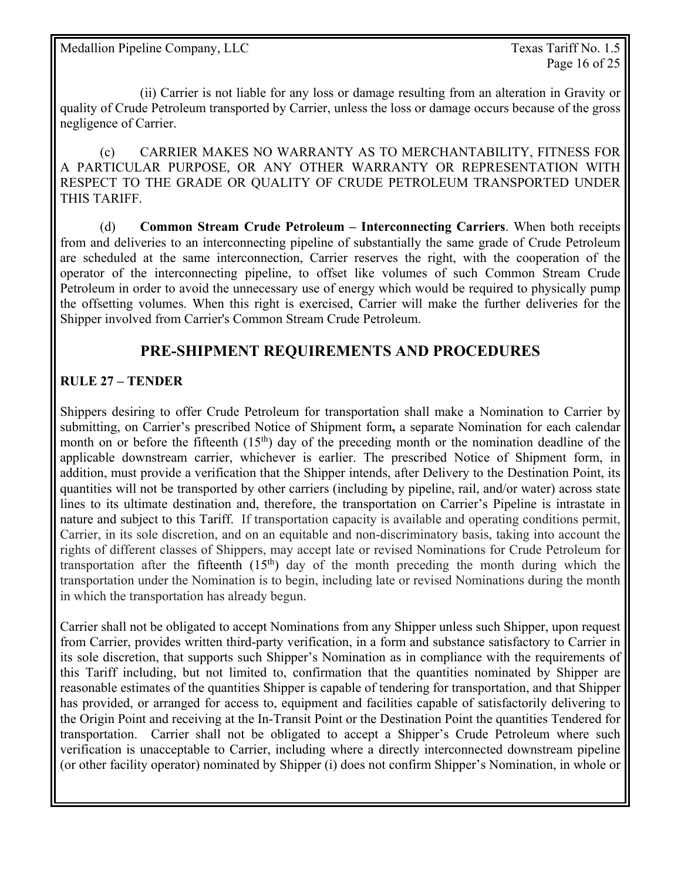(ii) Carrier is not liable for any loss or damage resulting from an alteration in Gravity or quality of Crude Petroleum transported by Carrier, unless the loss or damage occurs because of the gross negligence of Carrier.

(c) CARRIER MAKES NO WARRANTY AS TO MERCHANTABILITY, FITNESS FOR A PARTICULAR PURPOSE, OR ANY OTHER WARRANTY OR REPRESENTATION WITH RESPECT TO THE GRADE OR QUALITY OF CRUDE PETROLEUM TRANSPORTED UNDER THIS TARIFF.

(d) **Common Stream Crude Petroleum – Interconnecting Carriers**. When both receipts from and deliveries to an interconnecting pipeline of substantially the same grade of Crude Petroleum are scheduled at the same interconnection, Carrier reserves the right, with the cooperation of the operator of the interconnecting pipeline, to offset like volumes of such Common Stream Crude Petroleum in order to avoid the unnecessary use of energy which would be required to physically pump the offsetting volumes. When this right is exercised, Carrier will make the further deliveries for the Shipper involved from Carrier's Common Stream Crude Petroleum.

## PRE-SHIPMENT REQUIREMENTS AND PROCEDURES

### RULE 27 – TENDER

Shippers desiring to offer Crude Petroleum for transportation shall make a Nomination to Carrier by submitting, on Carrier's prescribed Notice of Shipment form**,** a separate Nomination for each calendar month on or before the fifteenth (15th) day of the preceding month or the nomination deadline of the applicable downstream carrier, whichever is earlier. The prescribed Notice of Shipment form, in addition, must provide a verification that the Shipper intends, after Delivery to the Destination Point, its quantities will not be transported by other carriers (including by pipeline, rail, and/or water) across state lines to its ultimate destination and, therefore, the transportation on Carrier's Pipeline is intrastate in nature and subject to this Tariff. If transportation capacity is available and operating conditions permit, Carrier, in its sole discretion, and on an equitable and non-discriminatory basis, taking into account the rights of different classes of Shippers, may accept late or revised Nominations for Crude Petroleum for transportation after the fifteenth (15th) day of the month preceding the month during which the transportation under the Nomination is to begin, including late or revised Nominations during the month in which the transportation has already begun.

Carrier shall not be obligated to accept Nominations from any Shipper unless such Shipper, upon request from Carrier, provides written third-party verification, in a form and substance satisfactory to Carrier in its sole discretion, that supports such Shipper's Nomination as in compliance with the requirements of this Tariff including, but not limited to, confirmation that the quantities nominated by Shipper are reasonable estimates of the quantities Shipper is capable of tendering for transportation, and that Shipper has provided, or arranged for access to, equipment and facilities capable of satisfactorily delivering to the Origin Point and receiving at the In-Transit Point or the Destination Point the quantities Tendered for transportation. Carrier shall not be obligated to accept a Shipper's Crude Petroleum where such verification is unacceptable to Carrier, including where a directly interconnected downstream pipeline (or other facility operator) nominated by Shipper (i) does not confirm Shipper's Nomination, in whole or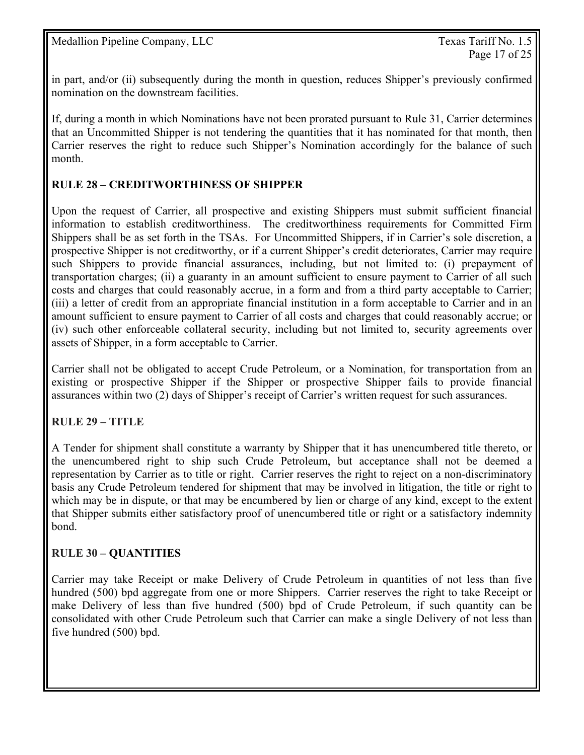in part, and/or (ii) subsequently during the month in question, reduces Shipper's previously confirmed nomination on the downstream facilities.

If, during a month in which Nominations have not been prorated pursuant to Rule 31, Carrier determines that an Uncommitted Shipper is not tendering the quantities that it has nominated for that month, then Carrier reserves the right to reduce such Shipper's Nomination accordingly for the balance of such month.

## RULE 28 – CREDITWORTHINESS OF SHIPPER

Upon the request of Carrier, all prospective and existing Shippers must submit sufficient financial information to establish creditworthiness. The creditworthiness requirements for Committed Firm Shippers shall be as set forth in the TSAs. For Uncommitted Shippers, if in Carrier's sole discretion, a prospective Shipper is not creditworthy, or if a current Shipper's credit deteriorates, Carrier may require such Shippers to provide financial assurances, including, but not limited to: (i) prepayment of transportation charges; (ii) a guaranty in an amount sufficient to ensure payment to Carrier of all such costs and charges that could reasonably accrue, in a form and from a third party acceptable to Carrier; (iii) a letter of credit from an appropriate financial institution in a form acceptable to Carrier and in an amount sufficient to ensure payment to Carrier of all costs and charges that could reasonably accrue; or (iv) such other enforceable collateral security, including but not limited to, security agreements over assets of Shipper, in a form acceptable to Carrier.

Carrier shall not be obligated to accept Crude Petroleum, or a Nomination, for transportation from an existing or prospective Shipper if the Shipper or prospective Shipper fails to provide financial assurances within two (2) days of Shipper's receipt of Carrier's written request for such assurances.

## RULE 29 – TITLE

A Tender for shipment shall constitute a warranty by Shipper that it has unencumbered title thereto, or the unencumbered right to ship such Crude Petroleum, but acceptance shall not be deemed a representation by Carrier as to title or right. Carrier reserves the right to reject on a non-discriminatory basis any Crude Petroleum tendered for shipment that may be involved in litigation, the title or right to which may be in dispute, or that may be encumbered by lien or charge of any kind, except to the extent that Shipper submits either satisfactory proof of unencumbered title or right or a satisfactory indemnity bond.

## RULE 30 – QUANTITIES

Carrier may take Receipt or make Delivery of Crude Petroleum in quantities of not less than five hundred (500) bpd aggregate from one or more Shippers. Carrier reserves the right to take Receipt or make Delivery of less than five hundred (500) bpd of Crude Petroleum, if such quantity can be consolidated with other Crude Petroleum such that Carrier can make a single Delivery of not less than five hundred (500) bpd.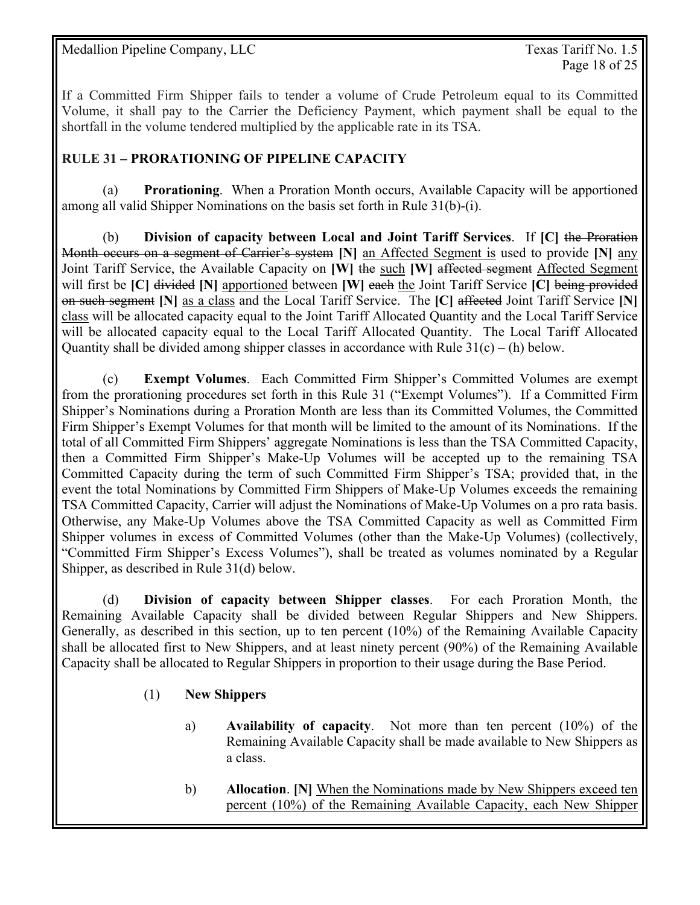If a Committed Firm Shipper fails to tender a volume of Crude Petroleum equal to its Committed Volume, it shall pay to the Carrier the Deficiency Payment, which payment shall be equal to the shortfall in the volume tendered multiplied by the applicable rate in its TSA.

## RULE 31 – PRORATIONING OF PIPELINE CAPACITY

(a) **Prorationing**. When a Proration Month occurs, Available Capacity will be apportioned among all valid Shipper Nominations on the basis set forth in Rule 31(b)-(i).

(b) **Division of capacity between Local and Joint Tariff Services**. If **[C]** ~~the Proration Month occurs on a segment of Carrier's system~~ **[N]** <u>an Affected Segment is</u> used to provide **[N]** <u>any</u> Joint Tariff Service, the Available Capacity on **[W]** ~~the~~ <u>such</u> **[W]** ~~affected segment~~ <u>Affected Segment</u> will first be **[C]** ~~divided~~ **[N]** <u>apportioned</u> between **[W]** ~~each~~ <u>the</u> Joint Tariff Service **[C]** ~~being provided on such segment~~ **[N]** <u>as a class</u> and the Local Tariff Service. The **[C]** ~~affected~~ Joint Tariff Service **[N]** <u>class</u> will be allocated capacity equal to the Joint Tariff Allocated Quantity and the Local Tariff Service will be allocated capacity equal to the Local Tariff Allocated Quantity. The Local Tariff Allocated Quantity shall be divided among shipper classes in accordance with Rule 31(c) – (h) below.

(c) **Exempt Volumes**. Each Committed Firm Shipper's Committed Volumes are exempt from the prorationing procedures set forth in this Rule 31 ("Exempt Volumes"). If a Committed Firm Shipper's Nominations during a Proration Month are less than its Committed Volumes, the Committed Firm Shipper's Exempt Volumes for that month will be limited to the amount of its Nominations. If the total of all Committed Firm Shippers' aggregate Nominations is less than the TSA Committed Capacity, then a Committed Firm Shipper's Make-Up Volumes will be accepted up to the remaining TSA Committed Capacity during the term of such Committed Firm Shipper's TSA; provided that, in the event the total Nominations by Committed Firm Shippers of Make-Up Volumes exceeds the remaining TSA Committed Capacity, Carrier will adjust the Nominations of Make-Up Volumes on a pro rata basis. Otherwise, any Make-Up Volumes above the TSA Committed Capacity as well as Committed Firm Shipper volumes in excess of Committed Volumes (other than the Make-Up Volumes) (collectively, "Committed Firm Shipper's Excess Volumes"), shall be treated as volumes nominated by a Regular Shipper, as described in Rule 31(d) below.

(d) **Division of capacity between Shipper classes**. For each Proration Month, the Remaining Available Capacity shall be divided between Regular Shippers and New Shippers. Generally, as described in this section, up to ten percent (10%) of the Remaining Available Capacity shall be allocated first to New Shippers, and at least ninety percent (90%) of the Remaining Available Capacity shall be allocated to Regular Shippers in proportion to their usage during the Base Period.

(1) **New Shippers**

a) **Availability of capacity**. Not more than ten percent (10%) of the Remaining Available Capacity shall be made available to New Shippers as a class.

b) **Allocation**. **[N]** <u>When the Nominations made by New Shippers exceed ten percent (10%) of the Remaining Available Capacity, each New Shipper</u>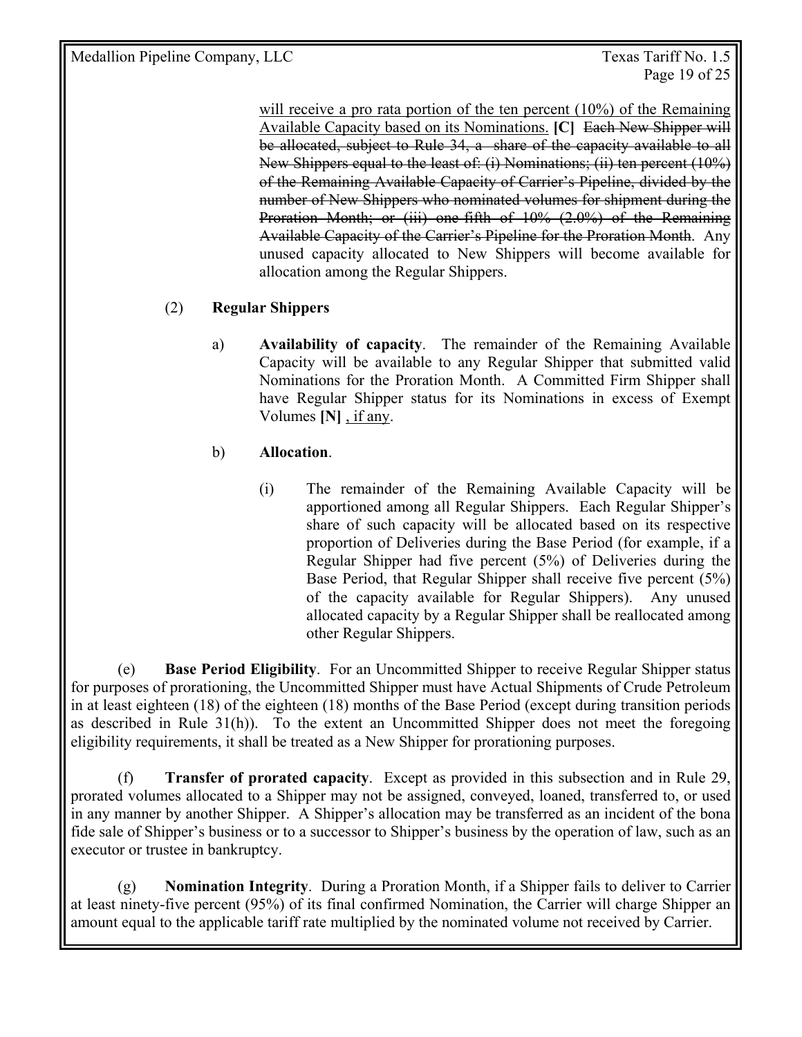will receive a pro rata portion of the ten percent (10%) of the Remaining Available Capacity based on its Nominations. **[C]** ~~Each New Shipper will be allocated, subject to Rule 34, a share of the capacity available to all New Shippers equal to the least of: (i) Nominations; (ii) ten percent (10%) of the Remaining Available Capacity of Carrier's Pipeline, divided by the number of New Shippers who nominated volumes for shipment during the Proration Month; or (iii) one-fifth of 10% (2.0%) of the Remaining Available Capacity of the Carrier's Pipeline for the Proration Month~~. Any unused capacity allocated to New Shippers will become available for allocation among the Regular Shippers.

(2) **Regular Shippers**

a) **Availability of capacity**. The remainder of the Remaining Available Capacity will be available to any Regular Shipper that submitted valid Nominations for the Proration Month. A Committed Firm Shipper shall have Regular Shipper status for its Nominations in excess of Exempt Volumes **[N]** , if any.

b) **Allocation**.

(i) The remainder of the Remaining Available Capacity will be apportioned among all Regular Shippers. Each Regular Shipper's share of such capacity will be allocated based on its respective proportion of Deliveries during the Base Period (for example, if a Regular Shipper had five percent (5%) of Deliveries during the Base Period, that Regular Shipper shall receive five percent (5%) of the capacity available for Regular Shippers). Any unused allocated capacity by a Regular Shipper shall be reallocated among other Regular Shippers.

(e) **Base Period Eligibility**. For an Uncommitted Shipper to receive Regular Shipper status for purposes of prorationing, the Uncommitted Shipper must have Actual Shipments of Crude Petroleum in at least eighteen (18) of the eighteen (18) months of the Base Period (except during transition periods as described in Rule 31(h)). To the extent an Uncommitted Shipper does not meet the foregoing eligibility requirements, it shall be treated as a New Shipper for prorationing purposes.

(f) **Transfer of prorated capacity**. Except as provided in this subsection and in Rule 29, prorated volumes allocated to a Shipper may not be assigned, conveyed, loaned, transferred to, or used in any manner by another Shipper. A Shipper's allocation may be transferred as an incident of the bona fide sale of Shipper's business or to a successor to Shipper's business by the operation of law, such as an executor or trustee in bankruptcy.

(g) **Nomination Integrity**. During a Proration Month, if a Shipper fails to deliver to Carrier at least ninety-five percent (95%) of its final confirmed Nomination, the Carrier will charge Shipper an amount equal to the applicable tariff rate multiplied by the nominated volume not received by Carrier.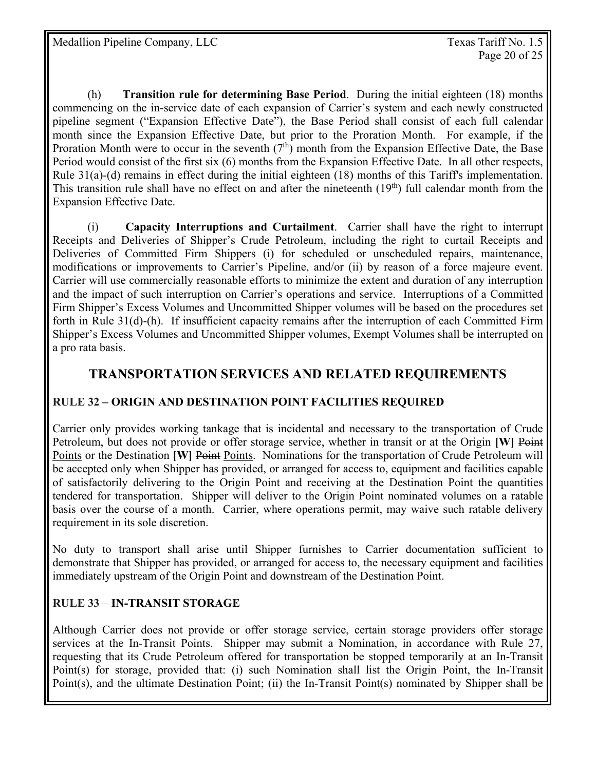(h) **Transition rule for determining Base Period**. During the initial eighteen (18) months commencing on the in-service date of each expansion of Carrier's system and each newly constructed pipeline segment ("Expansion Effective Date"), the Base Period shall consist of each full calendar month since the Expansion Effective Date, but prior to the Proration Month. For example, if the Proration Month were to occur in the seventh (7th) month from the Expansion Effective Date, the Base Period would consist of the first six (6) months from the Expansion Effective Date. In all other respects, Rule 31(a)-(d) remains in effect during the initial eighteen (18) months of this Tariff's implementation. This transition rule shall have no effect on and after the nineteenth (19th) full calendar month from the Expansion Effective Date.

(i) **Capacity Interruptions and Curtailment**. Carrier shall have the right to interrupt Receipts and Deliveries of Shipper's Crude Petroleum, including the right to curtail Receipts and Deliveries of Committed Firm Shippers (i) for scheduled or unscheduled repairs, maintenance, modifications or improvements to Carrier's Pipeline, and/or (ii) by reason of a force majeure event. Carrier will use commercially reasonable efforts to minimize the extent and duration of any interruption and the impact of such interruption on Carrier's operations and service. Interruptions of a Committed Firm Shipper's Excess Volumes and Uncommitted Shipper volumes will be based on the procedures set forth in Rule 31(d)-(h). If insufficient capacity remains after the interruption of each Committed Firm Shipper's Excess Volumes and Uncommitted Shipper volumes, Exempt Volumes shall be interrupted on a pro rata basis.

## TRANSPORTATION SERVICES AND RELATED REQUIREMENTS

### RULE 32 – ORIGIN AND DESTINATION POINT FACILITIES REQUIRED

Carrier only provides working tankage that is incidental and necessary to the transportation of Crude Petroleum, but does not provide or offer storage service, whether in transit or at the Origin **[W]** ~~Point~~ Points or the Destination **[W]** ~~Point~~ Points. Nominations for the transportation of Crude Petroleum will be accepted only when Shipper has provided, or arranged for access to, equipment and facilities capable of satisfactorily delivering to the Origin Point and receiving at the Destination Point the quantities tendered for transportation. Shipper will deliver to the Origin Point nominated volumes on a ratable basis over the course of a month. Carrier, where operations permit, may waive such ratable delivery requirement in its sole discretion.

No duty to transport shall arise until Shipper furnishes to Carrier documentation sufficient to demonstrate that Shipper has provided, or arranged for access to, the necessary equipment and facilities immediately upstream of the Origin Point and downstream of the Destination Point.

### RULE 33 – IN-TRANSIT STORAGE

Although Carrier does not provide or offer storage service, certain storage providers offer storage services at the In-Transit Points. Shipper may submit a Nomination, in accordance with Rule 27, requesting that its Crude Petroleum offered for transportation be stopped temporarily at an In-Transit Point(s) for storage, provided that: (i) such Nomination shall list the Origin Point, the In-Transit Point(s), and the ultimate Destination Point; (ii) the In-Transit Point(s) nominated by Shipper shall be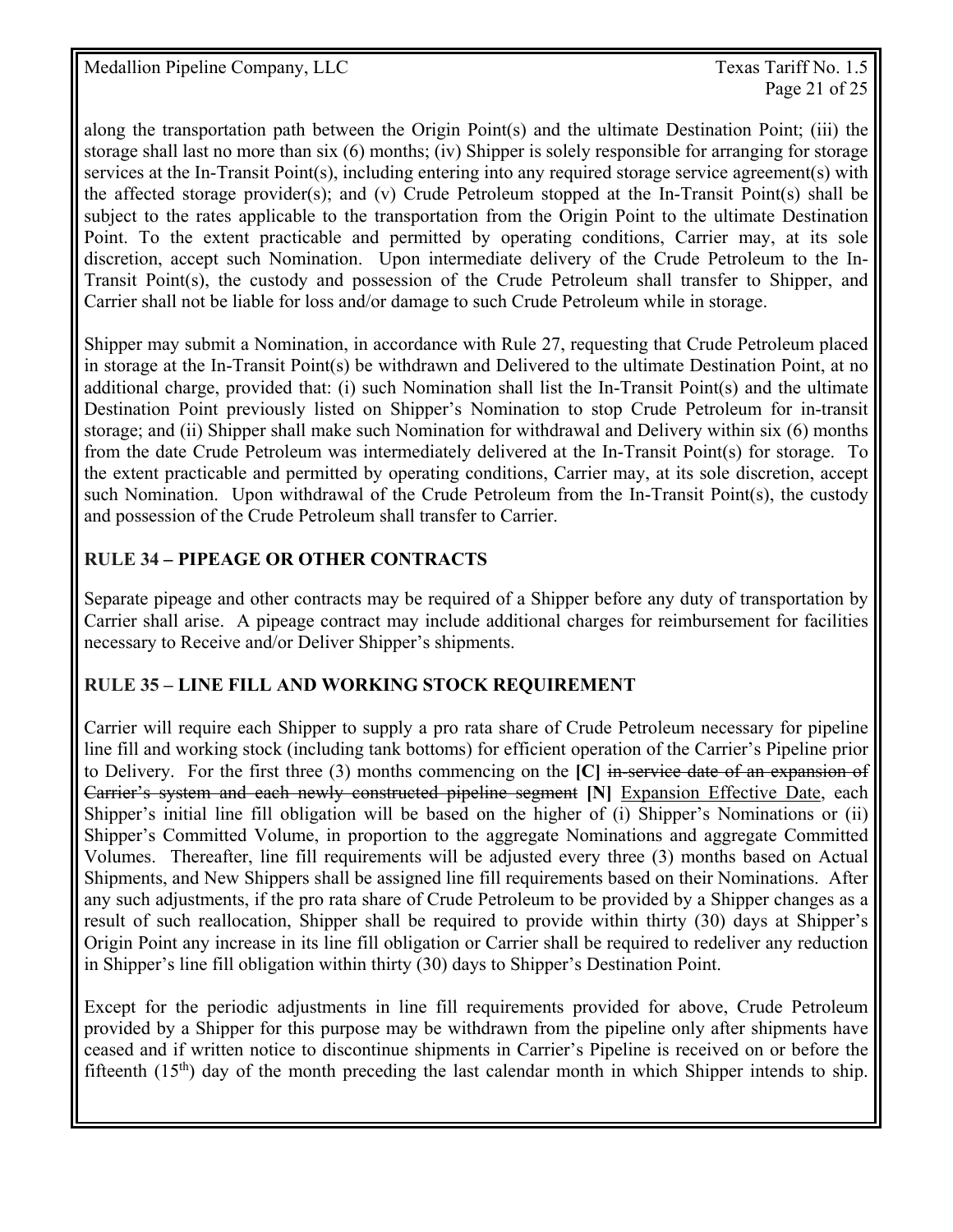along the transportation path between the Origin Point(s) and the ultimate Destination Point; (iii) the storage shall last no more than six (6) months; (iv) Shipper is solely responsible for arranging for storage services at the In-Transit Point(s), including entering into any required storage service agreement(s) with the affected storage provider(s); and (v) Crude Petroleum stopped at the In-Transit Point(s) shall be subject to the rates applicable to the transportation from the Origin Point to the ultimate Destination Point. To the extent practicable and permitted by operating conditions, Carrier may, at its sole discretion, accept such Nomination. Upon intermediate delivery of the Crude Petroleum to the In-Transit Point(s), the custody and possession of the Crude Petroleum shall transfer to Shipper, and Carrier shall not be liable for loss and/or damage to such Crude Petroleum while in storage.

Shipper may submit a Nomination, in accordance with Rule 27, requesting that Crude Petroleum placed in storage at the In-Transit Point(s) be withdrawn and Delivered to the ultimate Destination Point, at no additional charge, provided that: (i) such Nomination shall list the In-Transit Point(s) and the ultimate Destination Point previously listed on Shipper's Nomination to stop Crude Petroleum for in-transit storage; and (ii) Shipper shall make such Nomination for withdrawal and Delivery within six (6) months from the date Crude Petroleum was intermediately delivered at the In-Transit Point(s) for storage. To the extent practicable and permitted by operating conditions, Carrier may, at its sole discretion, accept such Nomination. Upon withdrawal of the Crude Petroleum from the In-Transit Point(s), the custody and possession of the Crude Petroleum shall transfer to Carrier.

## RULE 34 – PIPEAGE OR OTHER CONTRACTS

Separate pipeage and other contracts may be required of a Shipper before any duty of transportation by Carrier shall arise. A pipeage contract may include additional charges for reimbursement for facilities necessary to Receive and/or Deliver Shipper's shipments.

## RULE 35 – LINE FILL AND WORKING STOCK REQUIREMENT

Carrier will require each Shipper to supply a pro rata share of Crude Petroleum necessary for pipeline line fill and working stock (including tank bottoms) for efficient operation of the Carrier's Pipeline prior to Delivery. For the first three (3) months commencing on the **[C]** ~~in-service date of an expansion of Carrier's system and each newly constructed pipeline segment~~ **[N]** Expansion Effective Date, each Shipper's initial line fill obligation will be based on the higher of (i) Shipper's Nominations or (ii) Shipper's Committed Volume, in proportion to the aggregate Nominations and aggregate Committed Volumes. Thereafter, line fill requirements will be adjusted every three (3) months based on Actual Shipments, and New Shippers shall be assigned line fill requirements based on their Nominations. After any such adjustments, if the pro rata share of Crude Petroleum to be provided by a Shipper changes as a result of such reallocation, Shipper shall be required to provide within thirty (30) days at Shipper's Origin Point any increase in its line fill obligation or Carrier shall be required to redeliver any reduction in Shipper's line fill obligation within thirty (30) days to Shipper's Destination Point.

Except for the periodic adjustments in line fill requirements provided for above, Crude Petroleum provided by a Shipper for this purpose may be withdrawn from the pipeline only after shipments have ceased and if written notice to discontinue shipments in Carrier's Pipeline is received on or before the fifteenth (15th) day of the month preceding the last calendar month in which Shipper intends to ship.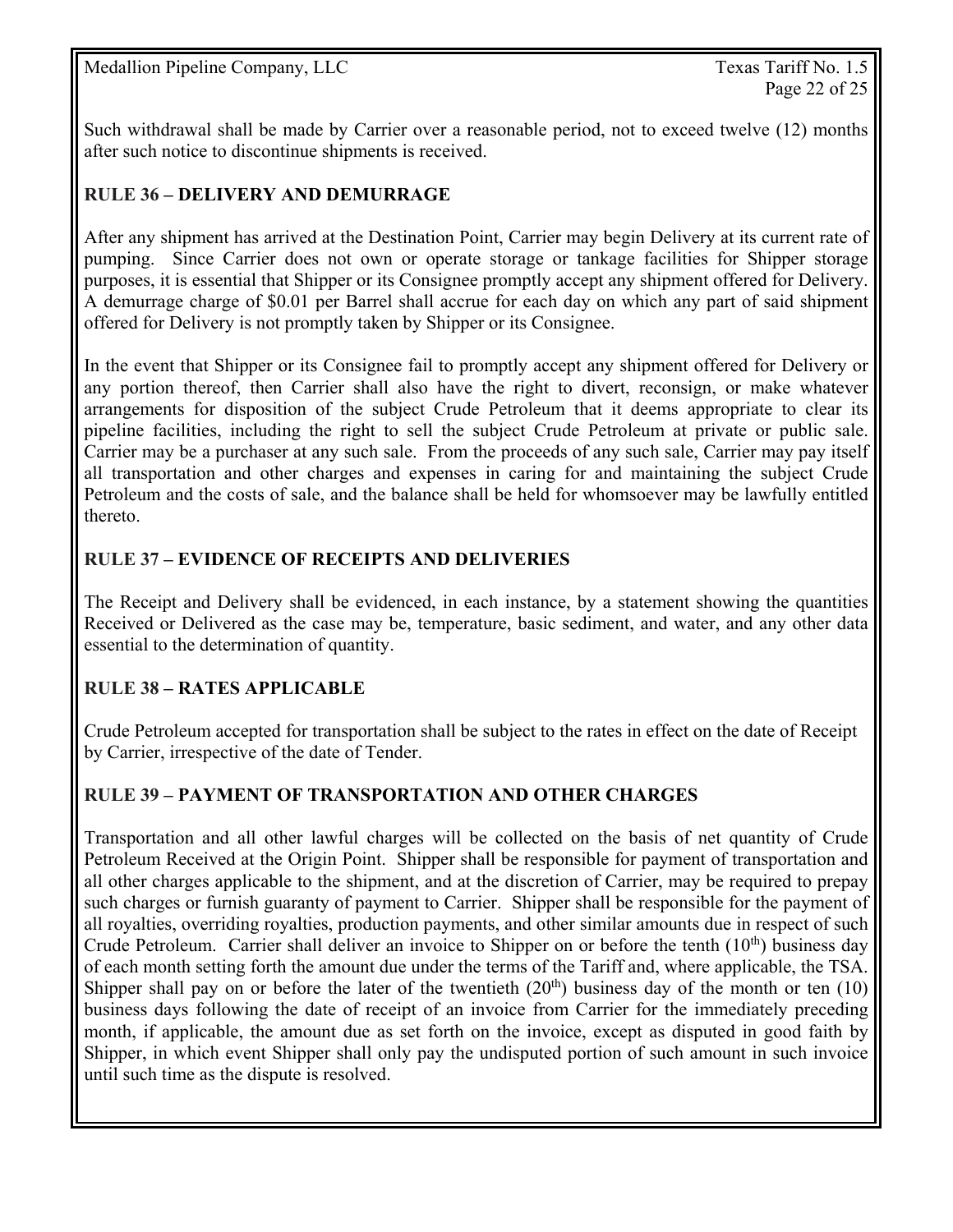Such withdrawal shall be made by Carrier over a reasonable period, not to exceed twelve (12) months after such notice to discontinue shipments is received.

## RULE 36 – DELIVERY AND DEMURRAGE

After any shipment has arrived at the Destination Point, Carrier may begin Delivery at its current rate of pumping. Since Carrier does not own or operate storage or tankage facilities for Shipper storage purposes, it is essential that Shipper or its Consignee promptly accept any shipment offered for Delivery. A demurrage charge of $0.01 per Barrel shall accrue for each day on which any part of said shipment offered for Delivery is not promptly taken by Shipper or its Consignee.

In the event that Shipper or its Consignee fail to promptly accept any shipment offered for Delivery or any portion thereof, then Carrier shall also have the right to divert, reconsign, or make whatever arrangements for disposition of the subject Crude Petroleum that it deems appropriate to clear its pipeline facilities, including the right to sell the subject Crude Petroleum at private or public sale. Carrier may be a purchaser at any such sale. From the proceeds of any such sale, Carrier may pay itself all transportation and other charges and expenses in caring for and maintaining the subject Crude Petroleum and the costs of sale, and the balance shall be held for whomsoever may be lawfully entitled thereto.

## RULE 37 – EVIDENCE OF RECEIPTS AND DELIVERIES

The Receipt and Delivery shall be evidenced, in each instance, by a statement showing the quantities Received or Delivered as the case may be, temperature, basic sediment, and water, and any other data essential to the determination of quantity.

## RULE 38 – RATES APPLICABLE

Crude Petroleum accepted for transportation shall be subject to the rates in effect on the date of Receipt by Carrier, irrespective of the date of Tender.

## RULE 39 – PAYMENT OF TRANSPORTATION AND OTHER CHARGES

Transportation and all other lawful charges will be collected on the basis of net quantity of Crude Petroleum Received at the Origin Point. Shipper shall be responsible for payment of transportation and all other charges applicable to the shipment, and at the discretion of Carrier, may be required to prepay such charges or furnish guaranty of payment to Carrier. Shipper shall be responsible for the payment of all royalties, overriding royalties, production payments, and other similar amounts due in respect of such Crude Petroleum. Carrier shall deliver an invoice to Shipper on or before the tenth (10th) business day of each month setting forth the amount due under the terms of the Tariff and, where applicable, the TSA. Shipper shall pay on or before the later of the twentieth (20th) business day of the month or ten (10) business days following the date of receipt of an invoice from Carrier for the immediately preceding month, if applicable, the amount due as set forth on the invoice, except as disputed in good faith by Shipper, in which event Shipper shall only pay the undisputed portion of such amount in such invoice until such time as the dispute is resolved.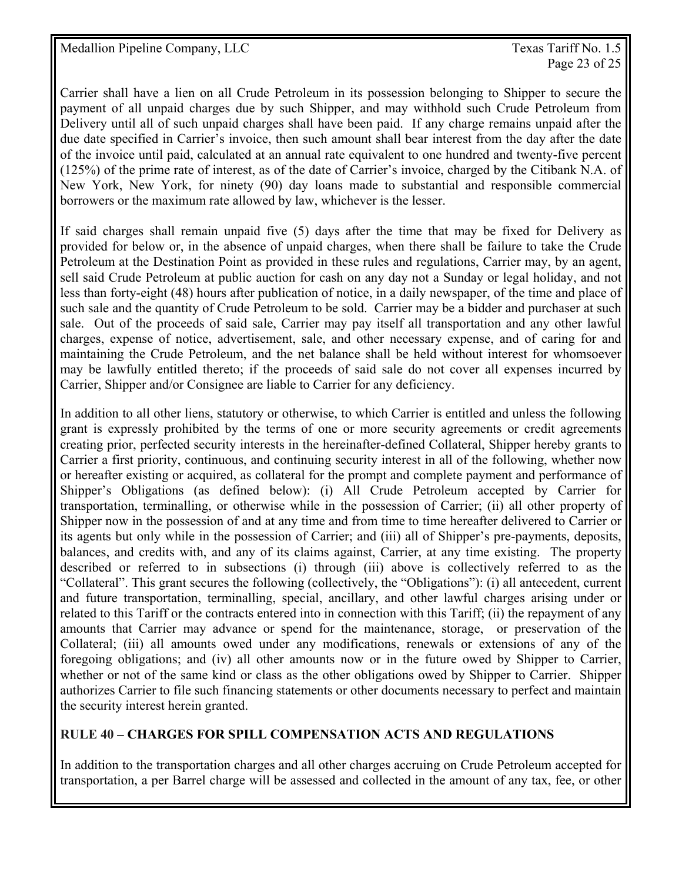Carrier shall have a lien on all Crude Petroleum in its possession belonging to Shipper to secure the payment of all unpaid charges due by such Shipper, and may withhold such Crude Petroleum from Delivery until all of such unpaid charges shall have been paid. If any charge remains unpaid after the due date specified in Carrier's invoice, then such amount shall bear interest from the day after the date of the invoice until paid, calculated at an annual rate equivalent to one hundred and twenty-five percent (125%) of the prime rate of interest, as of the date of Carrier's invoice, charged by the Citibank N.A. of New York, New York, for ninety (90) day loans made to substantial and responsible commercial borrowers or the maximum rate allowed by law, whichever is the lesser.

If said charges shall remain unpaid five (5) days after the time that may be fixed for Delivery as provided for below or, in the absence of unpaid charges, when there shall be failure to take the Crude Petroleum at the Destination Point as provided in these rules and regulations, Carrier may, by an agent, sell said Crude Petroleum at public auction for cash on any day not a Sunday or legal holiday, and not less than forty-eight (48) hours after publication of notice, in a daily newspaper, of the time and place of such sale and the quantity of Crude Petroleum to be sold. Carrier may be a bidder and purchaser at such sale. Out of the proceeds of said sale, Carrier may pay itself all transportation and any other lawful charges, expense of notice, advertisement, sale, and other necessary expense, and of caring for and maintaining the Crude Petroleum, and the net balance shall be held without interest for whomsoever may be lawfully entitled thereto; if the proceeds of said sale do not cover all expenses incurred by Carrier, Shipper and/or Consignee are liable to Carrier for any deficiency.

In addition to all other liens, statutory or otherwise, to which Carrier is entitled and unless the following grant is expressly prohibited by the terms of one or more security agreements or credit agreements creating prior, perfected security interests in the hereinafter-defined Collateral, Shipper hereby grants to Carrier a first priority, continuous, and continuing security interest in all of the following, whether now or hereafter existing or acquired, as collateral for the prompt and complete payment and performance of Shipper's Obligations (as defined below): (i) All Crude Petroleum accepted by Carrier for transportation, terminalling, or otherwise while in the possession of Carrier; (ii) all other property of Shipper now in the possession of and at any time and from time to time hereafter delivered to Carrier or its agents but only while in the possession of Carrier; and (iii) all of Shipper's pre-payments, deposits, balances, and credits with, and any of its claims against, Carrier, at any time existing. The property described or referred to in subsections (i) through (iii) above is collectively referred to as the "Collateral". This grant secures the following (collectively, the "Obligations"): (i) all antecedent, current and future transportation, terminalling, special, ancillary, and other lawful charges arising under or related to this Tariff or the contracts entered into in connection with this Tariff; (ii) the repayment of any amounts that Carrier may advance or spend for the maintenance, storage, or preservation of the Collateral; (iii) all amounts owed under any modifications, renewals or extensions of any of the foregoing obligations; and (iv) all other amounts now or in the future owed by Shipper to Carrier, whether or not of the same kind or class as the other obligations owed by Shipper to Carrier. Shipper authorizes Carrier to file such financing statements or other documents necessary to perfect and maintain the security interest herein granted.

## RULE 40 – CHARGES FOR SPILL COMPENSATION ACTS AND REGULATIONS

In addition to the transportation charges and all other charges accruing on Crude Petroleum accepted for transportation, a per Barrel charge will be assessed and collected in the amount of any tax, fee, or other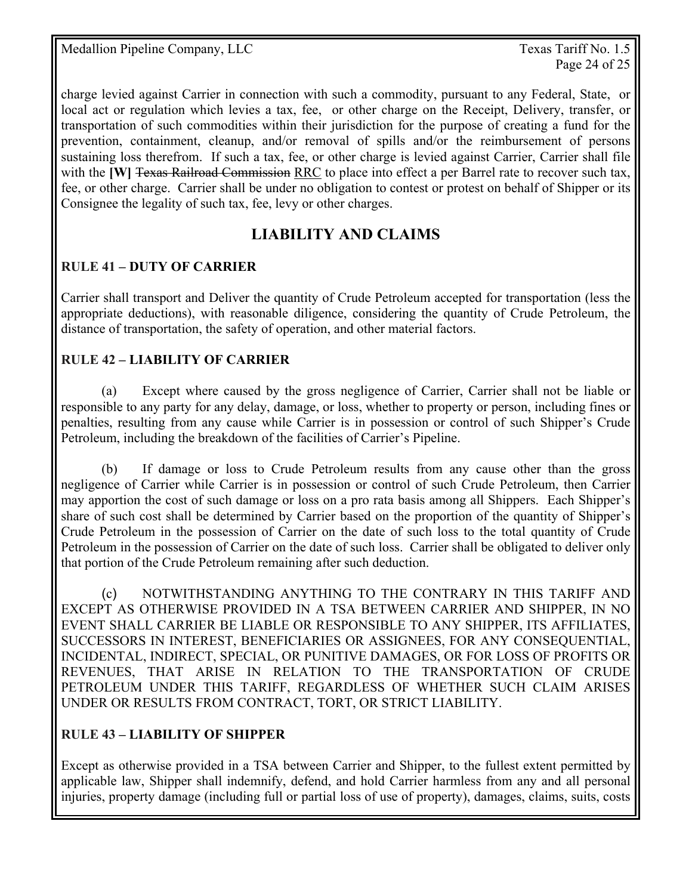charge levied against Carrier in connection with such a commodity, pursuant to any Federal, State, or local act or regulation which levies a tax, fee, or other charge on the Receipt, Delivery, transfer, or transportation of such commodities within their jurisdiction for the purpose of creating a fund for the prevention, containment, cleanup, and/or removal of spills and/or the reimbursement of persons sustaining loss therefrom. If such a tax, fee, or other charge is levied against Carrier, Carrier shall file with the **[W]** ~~Texas Railroad Commission~~ RRC to place into effect a per Barrel rate to recover such tax, fee, or other charge. Carrier shall be under no obligation to contest or protest on behalf of Shipper or its Consignee the legality of such tax, fee, levy or other charges.

## LIABILITY AND CLAIMS

### RULE 41 – DUTY OF CARRIER

Carrier shall transport and Deliver the quantity of Crude Petroleum accepted for transportation (less the appropriate deductions), with reasonable diligence, considering the quantity of Crude Petroleum, the distance of transportation, the safety of operation, and other material factors.

### RULE 42 – LIABILITY OF CARRIER

(a) Except where caused by the gross negligence of Carrier, Carrier shall not be liable or responsible to any party for any delay, damage, or loss, whether to property or person, including fines or penalties, resulting from any cause while Carrier is in possession or control of such Shipper's Crude Petroleum, including the breakdown of the facilities of Carrier's Pipeline.

(b) If damage or loss to Crude Petroleum results from any cause other than the gross negligence of Carrier while Carrier is in possession or control of such Crude Petroleum, then Carrier may apportion the cost of such damage or loss on a pro rata basis among all Shippers. Each Shipper's share of such cost shall be determined by Carrier based on the proportion of the quantity of Shipper's Crude Petroleum in the possession of Carrier on the date of such loss to the total quantity of Crude Petroleum in the possession of Carrier on the date of such loss. Carrier shall be obligated to deliver only that portion of the Crude Petroleum remaining after such deduction.

(c) NOTWITHSTANDING ANYTHING TO THE CONTRARY IN THIS TARIFF AND EXCEPT AS OTHERWISE PROVIDED IN A TSA BETWEEN CARRIER AND SHIPPER, IN NO EVENT SHALL CARRIER BE LIABLE OR RESPONSIBLE TO ANY SHIPPER, ITS AFFILIATES, SUCCESSORS IN INTEREST, BENEFICIARIES OR ASSIGNEES, FOR ANY CONSEQUENTIAL, INCIDENTAL, INDIRECT, SPECIAL, OR PUNITIVE DAMAGES, OR FOR LOSS OF PROFITS OR REVENUES, THAT ARISE IN RELATION TO THE TRANSPORTATION OF CRUDE PETROLEUM UNDER THIS TARIFF, REGARDLESS OF WHETHER SUCH CLAIM ARISES UNDER OR RESULTS FROM CONTRACT, TORT, OR STRICT LIABILITY.

### RULE 43 – LIABILITY OF SHIPPER

Except as otherwise provided in a TSA between Carrier and Shipper, to the fullest extent permitted by applicable law, Shipper shall indemnify, defend, and hold Carrier harmless from any and all personal injuries, property damage (including full or partial loss of use of property), damages, claims, suits, costs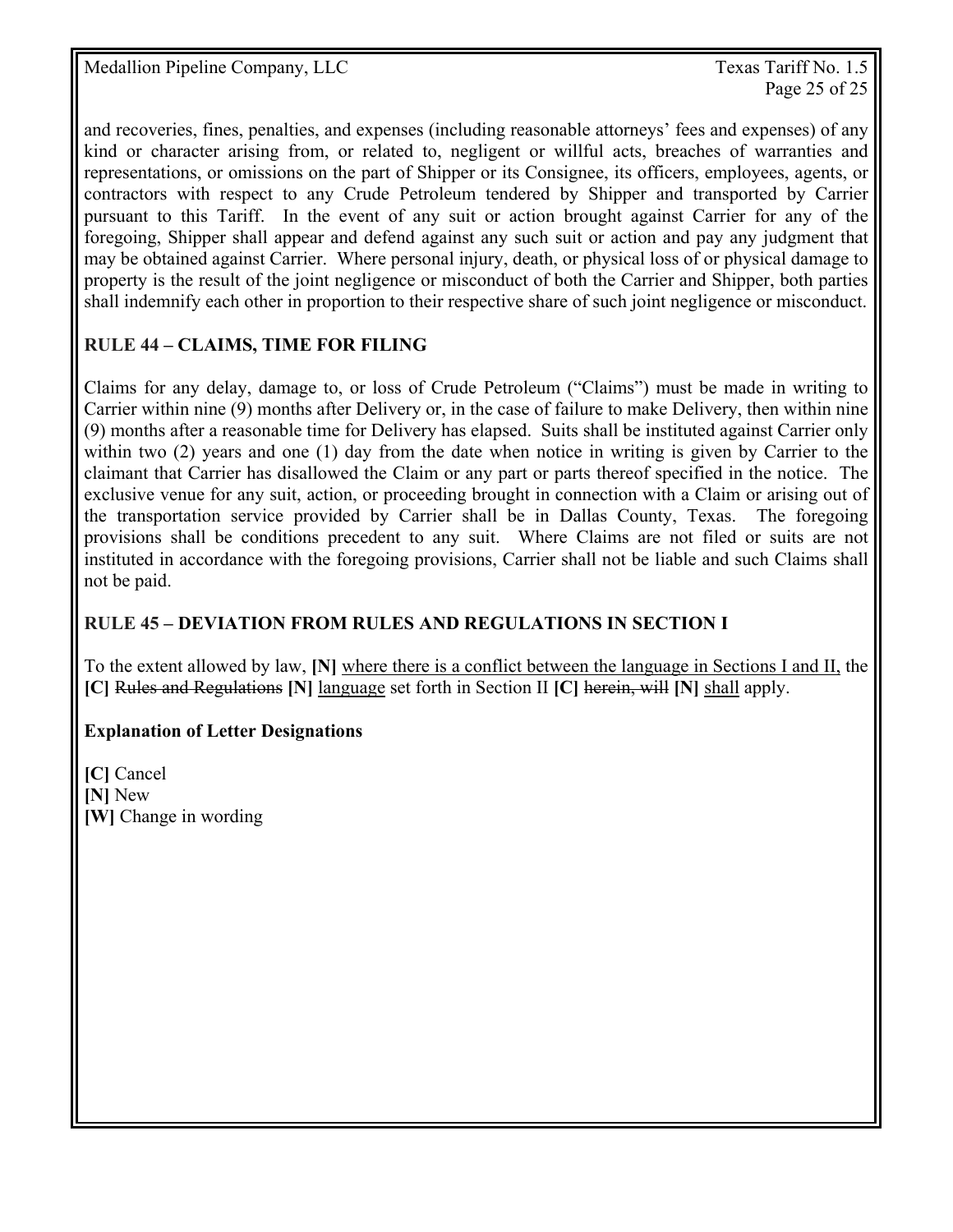and recoveries, fines, penalties, and expenses (including reasonable attorneys' fees and expenses) of any kind or character arising from, or related to, negligent or willful acts, breaches of warranties and representations, or omissions on the part of Shipper or its Consignee, its officers, employees, agents, or contractors with respect to any Crude Petroleum tendered by Shipper and transported by Carrier pursuant to this Tariff. In the event of any suit or action brought against Carrier for any of the foregoing, Shipper shall appear and defend against any such suit or action and pay any judgment that may be obtained against Carrier. Where personal injury, death, or physical loss of or physical damage to property is the result of the joint negligence or misconduct of both the Carrier and Shipper, both parties shall indemnify each other in proportion to their respective share of such joint negligence or misconduct.

## RULE 44 – CLAIMS, TIME FOR FILING

Claims for any delay, damage to, or loss of Crude Petroleum ("Claims") must be made in writing to Carrier within nine (9) months after Delivery or, in the case of failure to make Delivery, then within nine (9) months after a reasonable time for Delivery has elapsed. Suits shall be instituted against Carrier only within two (2) years and one (1) day from the date when notice in writing is given by Carrier to the claimant that Carrier has disallowed the Claim or any part or parts thereof specified in the notice. The exclusive venue for any suit, action, or proceeding brought in connection with a Claim or arising out of the transportation service provided by Carrier shall be in Dallas County, Texas. The foregoing provisions shall be conditions precedent to any suit. Where Claims are not filed or suits are not instituted in accordance with the foregoing provisions, Carrier shall not be liable and such Claims shall not be paid.

## RULE 45 – DEVIATION FROM RULES AND REGULATIONS IN SECTION I

To the extent allowed by law, **[N]** <u>where there is a conflict between the language in Sections I and II,</u> the **[C]** ~~Rules and Regulations~~ **[N]** <u>language</u> set forth in Section II **[C]** ~~herein, will~~ **[N]** <u>shall</u> apply.

**Explanation of Letter Designations**

**[C]** Cancel
**[N]** New
**[W]** Change in wording